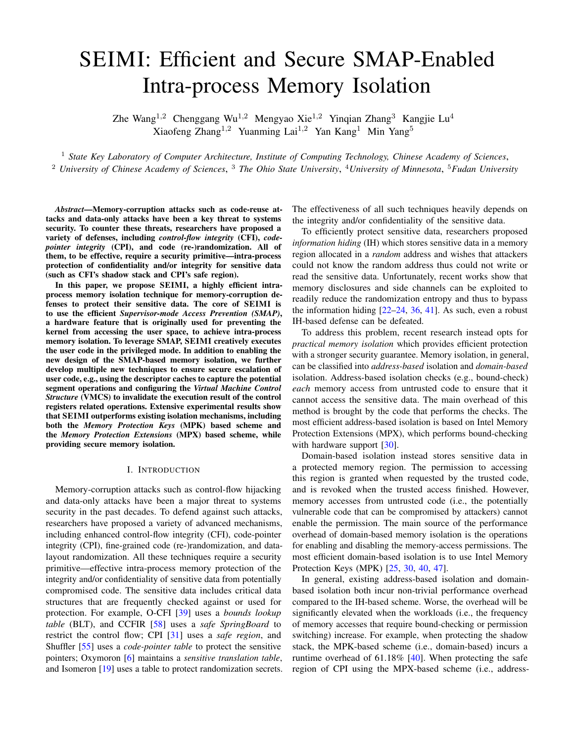# SEIMI: Efficient and Secure SMAP-Enabled Intra-process Memory Isolation

Zhe Wang[1,2] Chenggang Wu[1,2] Mengyao Xie[1,2] Yinqian Zhang[3] Kangjie Lu[4]
Xiaofeng Zhang[1,2] Yuanming Lai[1,2] Yan Kang[1] Min Yang[5]

[1] *State Key Laboratory of Computer Architecture, Institute of Computing Technology, Chinese Academy of Sciences*,
[2] *University of Chinese Academy of Sciences*, [3] *The Ohio State University*, [4] *University of Minnesota*, [5] *Fudan University*

***Abstract*—Memory-corruption attacks such as code-reuse attacks and data-only attacks have been a key threat to systems security. To counter these threats, researchers have proposed a variety of defenses, including *control-flow integrity* (CFI), *code-pointer integrity* (CPI), and code (re-)randomization. All of them, to be effective, require a security primitive—intra-process protection of confidentiality and/or integrity for sensitive data (such as CFI's shadow stack and CPI's safe region).**

**In this paper, we propose SEIMI, a highly efficient intra-process memory isolation technique for memory-corruption defenses to protect their sensitive data. The core of SEIMI is to use the efficient *Supervisor-mode Access Prevention (SMAP)*, a hardware feature that is originally used for preventing the kernel from accessing the user space, to achieve intra-process memory isolation. To leverage SMAP, SEIMI creatively executes the user code in the privileged mode. In addition to enabling the new design of the SMAP-based memory isolation, we further develop multiple new techniques to ensure secure escalation of user code, e.g., using the descriptor caches to capture the potential segment operations and configuring the *Virtual Machine Control Structure* (VMCS) to invalidate the execution result of the control registers related operations. Extensive experimental results show that SEIMI outperforms existing isolation mechanisms, including both the *Memory Protection Keys* (MPK) based scheme and the *Memory Protection Extensions* (MPX) based scheme, while providing secure memory isolation.**

## I. Introduction

Memory-corruption attacks such as control-flow hijacking and data-only attacks have been a major threat to systems security in the past decades. To defend against such attacks, researchers have proposed a variety of advanced mechanisms, including enhanced control-flow integrity (CFI), code-pointer integrity (CPI), fine-grained code (re-)randomization, and data-layout randomization. All these techniques require a security primitive—effective intra-process memory protection of the integrity and/or confidentiality of sensitive data from potentially compromised code. The sensitive data includes critical data structures that are frequently checked against or used for protection. For example, O-CFI [39] uses a *bounds lookup table* (BLT), and CCFIR [58] uses a *safe SpringBoard* to restrict the control flow; CPI [31] uses a *safe region*, and Shuffler [55] uses a *code-pointer table* to protect the sensitive pointers; Oxymoron [6] maintains a *sensitive translation table*, and Isomeron [19] uses a table to protect randomization secrets. The effectiveness of all such techniques heavily depends on the integrity and/or confidentiality of the sensitive data.

To efficiently protect sensitive data, researchers proposed *information hiding* (IH) which stores sensitive data in a memory region allocated in a *random* address and wishes that attackers could not know the random address thus could not write or read the sensitive data. Unfortunately, recent works show that memory disclosures and side channels can be exploited to readily reduce the randomization entropy and thus to bypass the information hiding [22–24, 36, 41]. As such, even a robust IH-based defense can be defeated.

To address this problem, recent research instead opts for *practical memory isolation* which provides efficient protection with a stronger security guarantee. Memory isolation, in general, can be classified into *address-based* isolation and *domain-based* isolation. Address-based isolation checks (e.g., bound-check) *each* memory access from untrusted code to ensure that it cannot access the sensitive data. The main overhead of this method is brought by the code that performs the checks. The most efficient address-based isolation is based on Intel Memory Protection Extensions (MPX), which performs bound-checking with hardware support [30].

Domain-based isolation instead stores sensitive data in a protected memory region. The permission to accessing this region is granted when requested by the trusted code, and is revoked when the trusted access finished. However, memory accesses from untrusted code (i.e., the potentially vulnerable code that can be compromised by attackers) cannot enable the permission. The main source of the performance overhead of domain-based memory isolation is the operations for enabling and disabling the memory-access permissions. The most efficient domain-based isolation is to use Intel Memory Protection Keys (MPK) [25, 30, 40, 47].

In general, existing address-based isolation and domain-based isolation both incur non-trivial performance overhead compared to the IH-based scheme. Worse, the overhead will be significantly elevated when the workloads (i.e., the frequency of memory accesses that require bound-checking or permission switching) increase. For example, when protecting the shadow stack, the MPK-based scheme (i.e., domain-based) incurs a runtime overhead of 61.18% [40]. When protecting the safe region of CPI using the MPX-based scheme (i.e., address-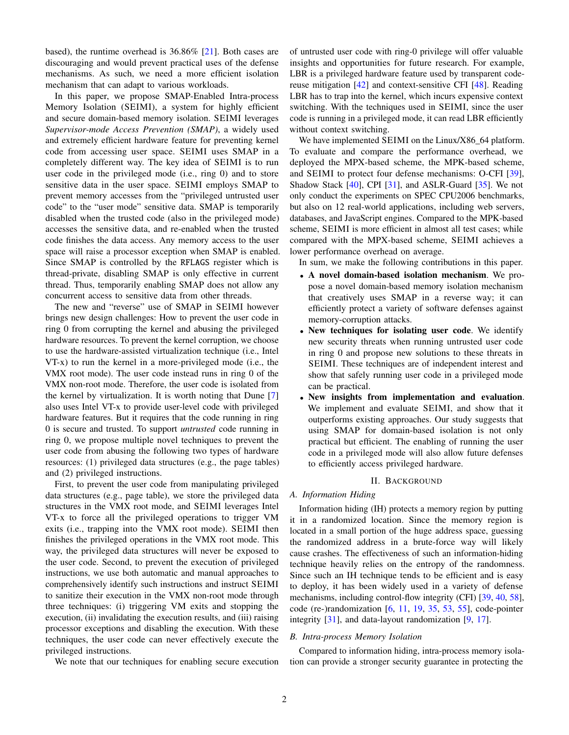based), the runtime overhead is 36.86% [21]. Both cases are discouraging and would prevent practical uses of the defense mechanisms. As such, we need a more efficient isolation mechanism that can adapt to various workloads.

In this paper, we propose SMAP-Enabled Intra-process Memory Isolation (SEIMI), a system for highly efficient and secure domain-based memory isolation. SEIMI leverages *Supervisor-mode Access Prevention (SMAP)*, a widely used and extremely efficient hardware feature for preventing kernel code from accessing user space. SEIMI uses SMAP in a completely different way. The key idea of SEIMI is to run user code in the privileged mode (i.e., ring 0) and to store sensitive data in the user space. SEIMI employs SMAP to prevent memory accesses from the "privileged untrusted user code" to the "user mode" sensitive data. SMAP is temporarily disabled when the trusted code (also in the privileged mode) accesses the sensitive data, and re-enabled when the trusted code finishes the data access. Any memory access to the user space will raise a processor exception when SMAP is enabled. Since SMAP is controlled by the RFLAGS register which is thread-private, disabling SMAP is only effective in current thread. Thus, temporarily enabling SMAP does not allow any concurrent access to sensitive data from other threads.

The new and "reverse" use of SMAP in SEIMI however brings new design challenges: How to prevent the user code in ring 0 from corrupting the kernel and abusing the privileged hardware resources. To prevent the kernel corruption, we choose to use the hardware-assisted virtualization technique (i.e., Intel VT-x) to run the kernel in a more-privileged mode (i.e., the VMX root mode). The user code instead runs in ring 0 of the VMX non-root mode. Therefore, the user code is isolated from the kernel by virtualization. It is worth noting that Dune [7] also uses Intel VT-x to provide user-level code with privileged hardware features. But it requires that the code running in ring 0 is secure and trusted. To support *untrusted* code running in ring 0, we propose multiple novel techniques to prevent the user code from abusing the following two types of hardware resources: (1) privileged data structures (e.g., the page tables) and (2) privileged instructions.

First, to prevent the user code from manipulating privileged data structures (e.g., page table), we store the privileged data structures in the VMX root mode, and SEIMI leverages Intel VT-x to force all the privileged operations to trigger VM exits (i.e., trapping into the VMX root mode). SEIMI then finishes the privileged operations in the VMX root mode. This way, the privileged data structures will never be exposed to the user code. Second, to prevent the execution of privileged instructions, we use both automatic and manual approaches to comprehensively identify such instructions and instruct SEIMI to sanitize their execution in the VMX non-root mode through three techniques: (i) triggering VM exits and stopping the execution, (ii) invalidating the execution results, and (iii) raising processor exceptions and disabling the execution. With these techniques, the user code can never effectively execute the privileged instructions.

We note that our techniques for enabling secure execution of untrusted user code with ring-0 privilege will offer valuable insights and opportunities for future research. For example, LBR is a privileged hardware feature used by transparent code-reuse mitigation [42] and context-sensitive CFI [48]. Reading LBR has to trap into the kernel, which incurs expensive context switching. With the techniques used in SEIMI, since the user code is running in a privileged mode, it can read LBR efficiently without context switching.

We have implemented SEIMI on the Linux/X86_64 platform. To evaluate and compare the performance overhead, we deployed the MPX-based scheme, the MPK-based scheme, and SEIMI to protect four defense mechanisms: O-CFI [39], Shadow Stack [40], CPI [31], and ASLR-Guard [35]. We not only conduct the experiments on SPEC CPU2006 benchmarks, but also on 12 real-world applications, including web servers, databases, and JavaScript engines. Compared to the MPK-based scheme, SEIMI is more efficient in almost all test cases; while compared with the MPX-based scheme, SEIMI achieves a lower performance overhead on average.

In sum, we make the following contributions in this paper.

- **A novel domain-based isolation mechanism**. We propose a novel domain-based memory isolation mechanism that creatively uses SMAP in a reverse way; it can efficiently protect a variety of software defenses against memory-corruption attacks.
- **New techniques for isolating user code**. We identify new security threats when running untrusted user code in ring 0 and propose new solutions to these threats in SEIMI. These techniques are of independent interest and show that safely running user code in a privileged mode can be practical.
- **New insights from implementation and evaluation**. We implement and evaluate SEIMI, and show that it outperforms existing approaches. Our study suggests that using SMAP for domain-based isolation is not only practical but efficient. The enabling of running the user code in a privileged mode will also allow future defenses to efficiently access privileged hardware.

## II. Background

### A. Information Hiding

Information hiding (IH) protects a memory region by putting it in a randomized location. Since the memory region is located in a small portion of the huge address space, guessing the randomized address in a brute-force way will likely cause crashes. The effectiveness of such an information-hiding technique heavily relies on the entropy of the randomness. Since such an IH technique tends to be efficient and is easy to deploy, it has been widely used in a variety of defense mechanisms, including control-flow integrity (CFI) [39, 40, 58], code (re-)randomization [6, 11, 19, 35, 53, 55], code-pointer integrity [31], and data-layout randomization [9, 17].

### B. Intra-process Memory Isolation

Compared to information hiding, intra-process memory isolation can provide a stronger security guarantee in protecting the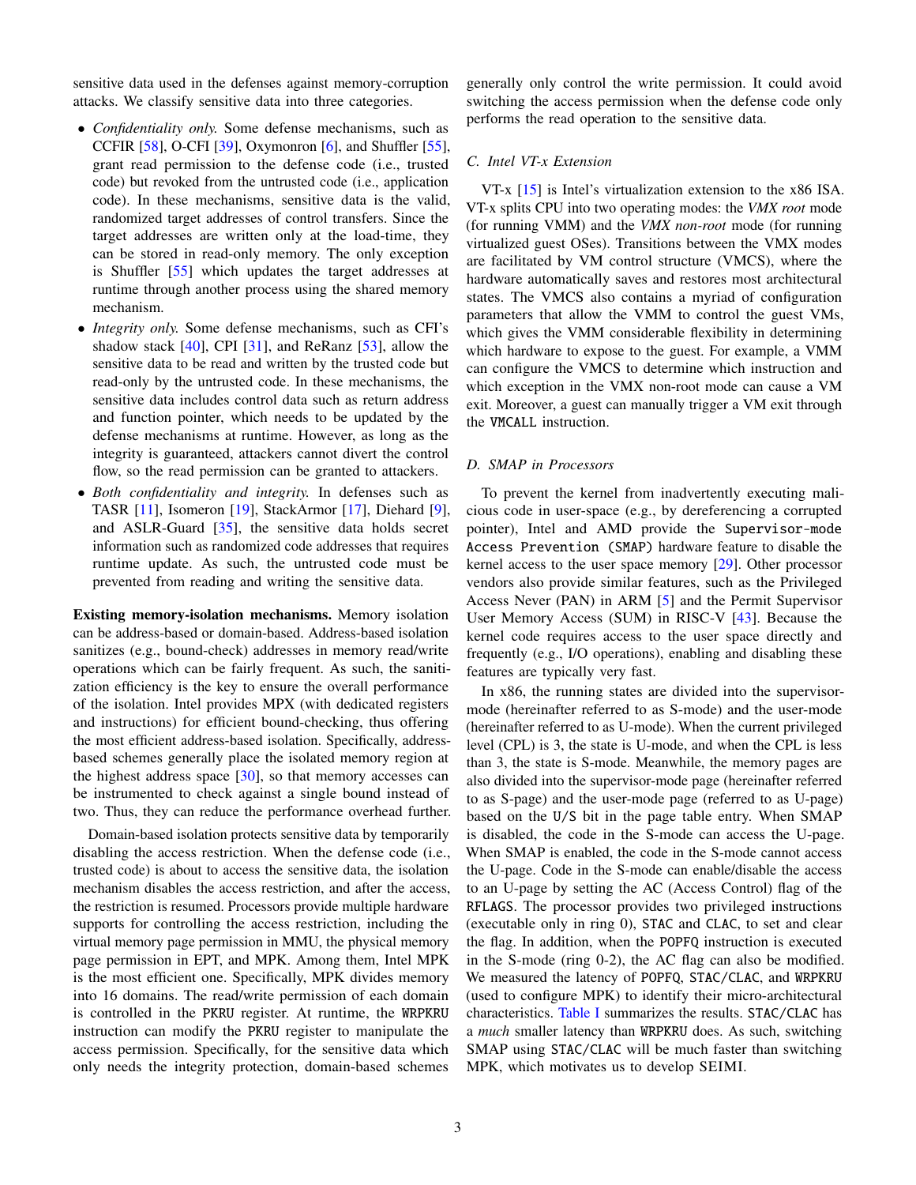sensitive data used in the defenses against memory-corruption attacks. We classify sensitive data into three categories.

- *Confidentiality only.* Some defense mechanisms, such as CCFIR [58], O-CFI [39], Oxymonron [6], and Shuffler [55], grant read permission to the defense code (i.e., trusted code) but revoked from the untrusted code (i.e., application code). In these mechanisms, sensitive data is the valid, randomized target addresses of control transfers. Since the target addresses are written only at the load-time, they can be stored in read-only memory. The only exception is Shuffler [55] which updates the target addresses at runtime through another process using the shared memory mechanism.
- *Integrity only.* Some defense mechanisms, such as CFI's shadow stack [40], CPI [31], and ReRanz [53], allow the sensitive data to be read and written by the trusted code but read-only by the untrusted code. In these mechanisms, the sensitive data includes control data such as return address and function pointer, which needs to be updated by the defense mechanisms at runtime. However, as long as the integrity is guaranteed, attackers cannot divert the control flow, so the read permission can be granted to attackers.
- *Both confidentiality and integrity.* In defenses such as TASR [11], Isomeron [19], StackArmor [17], Diehard [9], and ASLR-Guard [35], the sensitive data holds secret information such as randomized code addresses that requires runtime update. As such, the untrusted code must be prevented from reading and writing the sensitive data.

**Existing memory-isolation mechanisms.** Memory isolation can be address-based or domain-based. Address-based isolation sanitizes (e.g., bound-check) addresses in memory read/write operations which can be fairly frequent. As such, the sanitization efficiency is the key to ensure the overall performance of the isolation. Intel provides MPX (with dedicated registers and instructions) for efficient bound-checking, thus offering the most efficient address-based isolation. Specifically, address-based schemes generally place the isolated memory region at the highest address space [30], so that memory accesses can be instrumented to check against a single bound instead of two. Thus, they can reduce the performance overhead further.

Domain-based isolation protects sensitive data by temporarily disabling the access restriction. When the defense code (i.e., trusted code) is about to access the sensitive data, the isolation mechanism disables the access restriction, and after the access, the restriction is resumed. Processors provide multiple hardware supports for controlling the access restriction, including the virtual memory page permission in MMU, the physical memory page permission in EPT, and MPK. Among them, Intel MPK is the most efficient one. Specifically, MPK divides memory into 16 domains. The read/write permission of each domain is controlled in the `PKRU` register. At runtime, the `WRPKRU` instruction can modify the `PKRU` register to manipulate the access permission. Specifically, for the sensitive data which only needs the integrity protection, domain-based schemes generally only control the write permission. It could avoid switching the access permission when the defense code only performs the read operation to the sensitive data.

### C. Intel VT-x Extension

VT-x [15] is Intel's virtualization extension to the x86 ISA. VT-x splits CPU into two operating modes: the *VMX root* mode (for running VMM) and the *VMX non-root* mode (for running virtualized guest OSes). Transitions between the VMX modes are facilitated by VM control structure (VMCS), where the hardware automatically saves and restores most architectural states. The VMCS also contains a myriad of configuration parameters that allow the VMM to control the guest VMs, which gives the VMM considerable flexibility in determining which hardware to expose to the guest. For example, a VMM can configure the VMCS to determine which instruction and which exception in the VMX non-root mode can cause a VM exit. Moreover, a guest can manually trigger a VM exit through the `VMCALL` instruction.

### D. SMAP in Processors

To prevent the kernel from inadvertently executing malicious code in user-space (e.g., by dereferencing a corrupted pointer), Intel and AMD provide the `Supervisor-mode Access Prevention (SMAP)` hardware feature to disable the kernel access to the user space memory [29]. Other processor vendors also provide similar features, such as the Privileged Access Never (PAN) in ARM [5] and the Permit Supervisor User Memory Access (SUM) in RISC-V [43]. Because the kernel code requires access to the user space directly and frequently (e.g., I/O operations), enabling and disabling these features are typically very fast.

In x86, the running states are divided into the supervisor-mode (hereinafter referred to as S-mode) and the user-mode (hereinafter referred to as U-mode). When the current privileged level (CPL) is 3, the state is U-mode, and when the CPL is less than 3, the state is S-mode. Meanwhile, the memory pages are also divided into the supervisor-mode page (hereinafter referred to as S-page) and the user-mode page (referred to as U-page) based on the `U/S` bit in the page table entry. When SMAP is disabled, the code in the S-mode can access the U-page. When SMAP is enabled, the code in the S-mode cannot access the U-page. Code in the S-mode can enable/disable the access to an U-page by setting the AC (Access Control) flag of the `RFLAGS`. The processor provides two privileged instructions (executable only in ring 0), `STAC` and `CLAC`, to set and clear the flag. In addition, when the `POPFQ` instruction is executed in the S-mode (ring 0-2), the AC flag can also be modified. We measured the latency of `POPFQ`, `STAC/CLAC`, and `WRPKRU` (used to configure MPK) to identify their micro-architectural characteristics. Table I summarizes the results. `STAC/CLAC` has a *much* smaller latency than `WRPKRU` does. As such, switching SMAP using `STAC/CLAC` will be much faster than switching MPK, which motivates us to develop SEIMI.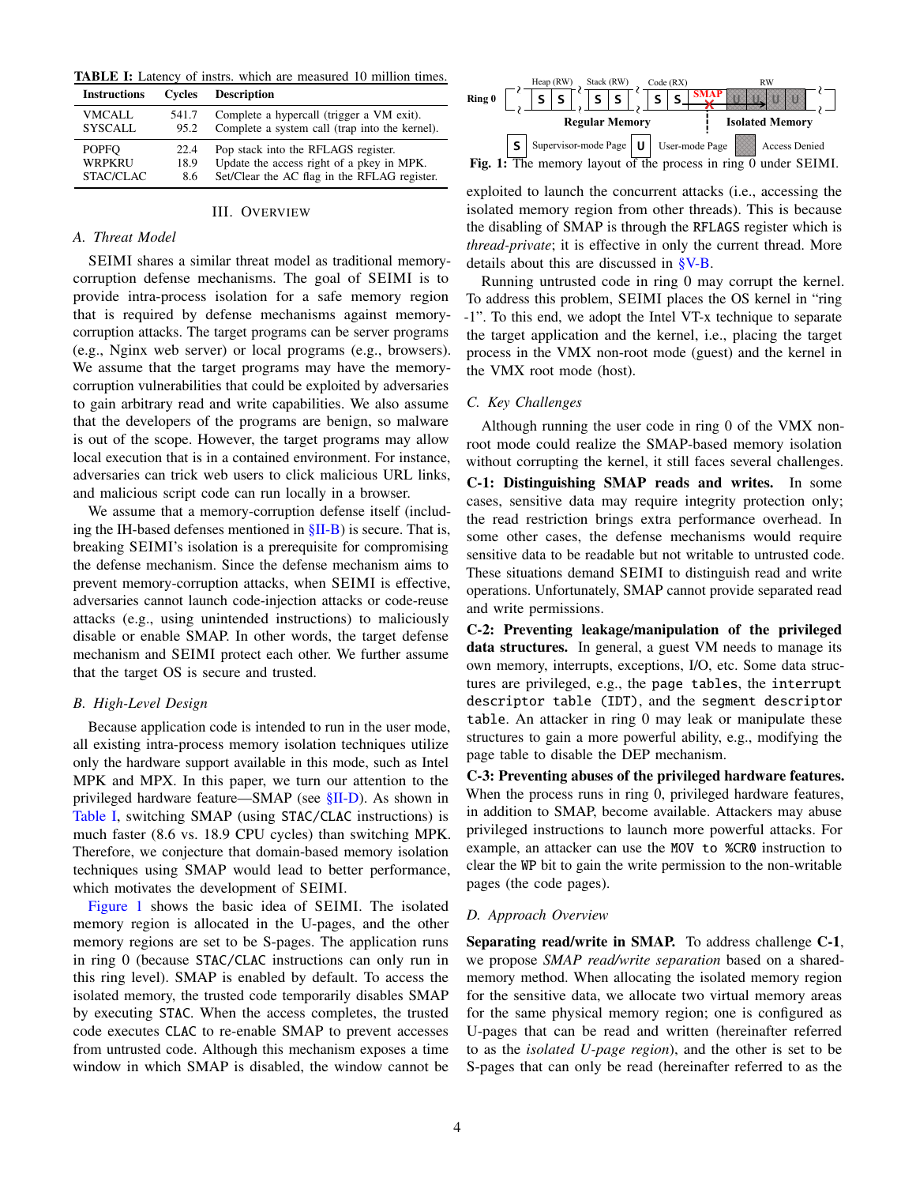**TABLE I:** Latency of instrs. which are measured 10 million times.

| Instructions | Cycles | Description |
|---|---|---|
| VMCALL | 541.7 | Complete a hypercall (trigger a VM exit). |
| SYSCALL | 95.2 | Complete a system call (trap into the kernel). |
| POPFQ | 22.4 | Pop stack into the RFLAGS register. |
| WRPKRU | 18.9 | Update the access right of a pkey in MPK. |
| STAC/CLAC | 8.6 | Set/Clear the AC flag in the RFLAG register. |

## III. Overview

### A. Threat Model

SEIMI shares a similar threat model as traditional memory-corruption defense mechanisms. The goal of SEIMI is to provide intra-process isolation for a safe memory region that is required by defense mechanisms against memory-corruption attacks. The target programs can be server programs (e.g., Nginx web server) or local programs (e.g., browsers). We assume that the target programs may have the memory-corruption vulnerabilities that could be exploited by adversaries to gain arbitrary read and write capabilities. We also assume that the developers of the programs are benign, so malware is out of the scope. However, the target programs may allow local execution that is in a contained environment. For instance, adversaries can trick web users to click malicious URL links, and malicious script code can run locally in a browser.

We assume that a memory-corruption defense itself (including the IH-based defenses mentioned in §II-B) is secure. That is, breaking SEIMI's isolation is a prerequisite for compromising the defense mechanism. Since the defense mechanism aims to prevent memory-corruption attacks, when SEIMI is effective, adversaries cannot launch code-injection attacks or code-reuse attacks (e.g., using unintended instructions) to maliciously disable or enable SMAP. In other words, the target defense mechanism and SEIMI protect each other. We further assume that the target OS is secure and trusted.

### B. High-Level Design

Because application code is intended to run in the user mode, all existing intra-process memory isolation techniques utilize only the hardware support available in this mode, such as Intel MPK and MPX. In this paper, we turn our attention to the privileged hardware feature—SMAP (see §II-D). As shown in Table I, switching SMAP (using `STAC`/`CLAC` instructions) is much faster (8.6 vs. 18.9 CPU cycles) than switching MPK. Therefore, we conjecture that domain-based memory isolation techniques using SMAP would lead to better performance, which motivates the development of SEIMI.

Figure 1 shows the basic idea of SEIMI. The isolated memory region is allocated in the U-pages, and the other memory regions are set to be S-pages. The application runs in ring 0 (because `STAC`/`CLAC` instructions can only run in this ring level). SMAP is enabled by default. To access the isolated memory, the trusted code temporarily disables SMAP by executing `STAC`. When the access completes, the trusted code executes `CLAC` to re-enable SMAP to prevent accesses from untrusted code. Although this mechanism exposes a time window in which SMAP is disabled, the window cannot be exploited to launch the concurrent attacks (i.e., accessing the isolated memory region from other threads). This is because the disabling of SMAP is through the `RFLAGS` register which is *thread-private*; it is effective in only the current thread. More details about this are discussed in §V-B.

**Fig. 1:** The memory layout of the process in ring 0 under SEIMI.

Running untrusted code in ring 0 may corrupt the kernel. To address this problem, SEIMI places the OS kernel in "ring -1". To this end, we adopt the Intel VT-x technique to separate the target application and the kernel, i.e., placing the target process in the VMX non-root mode (guest) and the kernel in the VMX root mode (host).

### C. Key Challenges

Although running the user code in ring 0 of the VMX non-root mode could realize the SMAP-based memory isolation without corrupting the kernel, it still faces several challenges.

**C-1: Distinguishing SMAP reads and writes.** In some cases, sensitive data may require integrity protection only; the read restriction brings extra performance overhead. In some other cases, the defense mechanisms would require sensitive data to be readable but not writable to untrusted code. These situations demand SEIMI to distinguish read and write operations. Unfortunately, SMAP cannot provide separated read and write permissions.

**C-2: Preventing leakage/manipulation of the privileged data structures.** In general, a guest VM needs to manage its own memory, interrupts, exceptions, I/O, etc. Some data structures are privileged, e.g., the `page tables`, the `interrupt descriptor table (IDT)`, and the `segment descriptor table`. An attacker in ring 0 may leak or manipulate these structures to gain a more powerful ability, e.g., modifying the page table to disable the DEP mechanism.

**C-3: Preventing abuses of the privileged hardware features.** When the process runs in ring 0, privileged hardware features, in addition to SMAP, become available. Attackers may abuse privileged instructions to launch more powerful attacks. For example, an attacker can use the `MOV to %CR0` instruction to clear the `WP` bit to gain the write permission to the non-writable pages (the code pages).

### D. Approach Overview

**Separating read/write in SMAP.** To address challenge **C-1**, we propose *SMAP read/write separation* based on a shared-memory method. When allocating the isolated memory region for the sensitive data, we allocate two virtual memory areas for the same physical memory region; one is configured as U-pages that can be read and written (hereinafter referred to as the *isolated U-page region*), and the other is set to be S-pages that can only be read (hereinafter referred to as the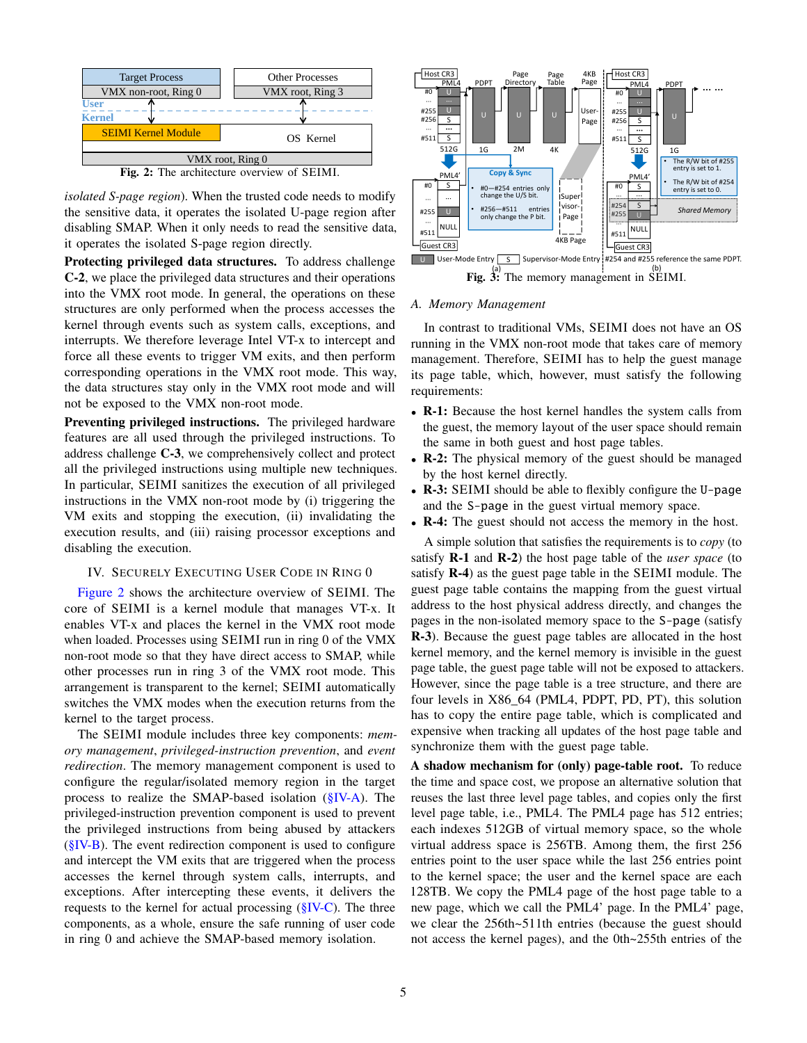Fig. 2: The architecture overview of SEIMI.

*isolated S-page region*). When the trusted code needs to modify the sensitive data, it operates the isolated U-page region after disabling SMAP. When it only needs to read the sensitive data, it operates the isolated S-page region directly.

**Protecting privileged data structures.** To address challenge **C-2**, we place the privileged data structures and their operations into the VMX root mode. In general, the operations on these structures are only performed when the process accesses the kernel through events such as system calls, exceptions, and interrupts. We therefore leverage Intel VT-x to intercept and force all these events to trigger VM exits, and then perform corresponding operations in the VMX root mode. This way, the data structures stay only in the VMX root mode and will not be exposed to the VMX non-root mode.

**Preventing privileged instructions.** The privileged hardware features are all used through the privileged instructions. To address challenge **C-3**, we comprehensively collect and protect all the privileged instructions using multiple new techniques. In particular, SEIMI sanitizes the execution of all privileged instructions in the VMX non-root mode by (i) triggering the VM exits and stopping the execution, (ii) invalidating the execution results, and (iii) raising processor exceptions and disabling the execution.

## IV. Securely Executing User Code in Ring 0

Figure 2 shows the architecture overview of SEIMI. The core of SEIMI is a kernel module that manages VT-x. It enables VT-x and places the kernel in the VMX root mode when loaded. Processes using SEIMI run in ring 0 of the VMX non-root mode so that they have direct access to SMAP, while other processes run in ring 3 of the VMX root mode. This arrangement is transparent to the kernel; SEIMI automatically switches the VMX modes when the execution returns from the kernel to the target process.

The SEIMI module includes three key components: *memory management*, *privileged-instruction prevention*, and *event redirection*. The memory management component is used to configure the regular/isolated memory region in the target process to realize the SMAP-based isolation (§IV-A). The privileged-instruction prevention component is used to prevent the privileged instructions from being abused by attackers (§IV-B). The event redirection component is used to configure and intercept the VM exits that are triggered when the process accesses the kernel through system calls, interrupts, and exceptions. After intercepting these events, it delivers the requests to the kernel for actual processing (§IV-C). The three components, as a whole, ensure the safe running of user code in ring 0 and achieve the SMAP-based memory isolation.

Fig. 3: The memory management in SEIMI.

### A. Memory Management

In contrast to traditional VMs, SEIMI does not have an OS running in the VMX non-root mode that takes care of memory management. Therefore, SEIMI has to help the guest manage its page table, which, however, must satisfy the following requirements:

- **R-1:** Because the host kernel handles the system calls from the guest, the memory layout of the user space should remain the same in both guest and host page tables.
- **R-2:** The physical memory of the guest should be managed by the host kernel directly.
- **R-3:** SEIMI should be able to flexibly configure the `U-page` and the `S-page` in the guest virtual memory space.
- **R-4:** The guest should not access the memory in the host.

A simple solution that satisfies the requirements is to *copy* (to satisfy **R-1** and **R-2**) the host page table of the *user space* (to satisfy **R-4**) as the guest page table in the SEIMI module. The guest page table contains the mapping from the guest virtual address to the host physical address directly, and changes the pages in the non-isolated memory space to the `S-page` (satisfy **R-3**). Because the guest page tables are allocated in the host kernel memory, and the kernel memory is invisible in the guest page table, the guest page table will not be exposed to attackers. However, since the page table is a tree structure, and there are four levels in X86_64 (PML4, PDPT, PD, PT), this solution has to copy the entire page table, which is complicated and expensive when tracking all updates of the host page table and synchronize them with the guest page table.

**A shadow mechanism for (only) page-table root.** To reduce the time and space cost, we propose an alternative solution that reuses the last three level page tables, and copies only the first level page table, i.e., PML4. The PML4 page has 512 entries; each indexes 512GB of virtual memory space, so the whole virtual address space is 256TB. Among them, the first 256 entries point to the user space while the last 256 entries point to the kernel space; the user and the kernel space are each 128TB. We copy the PML4 page of the host page table to a new page, which we call the PML4' page. In the PML4' page, we clear the 256th~511th entries (because the guest should not access the kernel pages), and the 0th~255th entries of the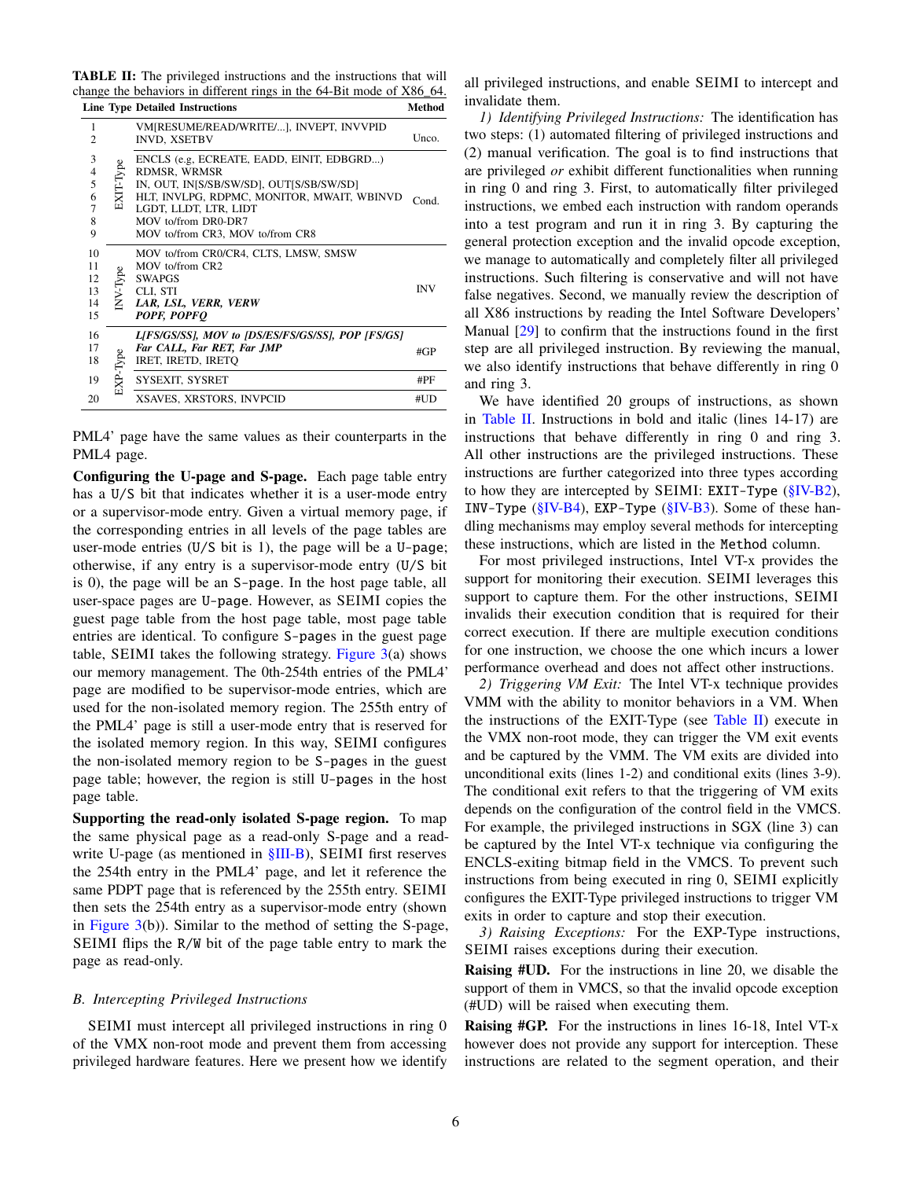**TABLE II:** The privileged instructions and the instructions that will change the behaviors in different rings in the 64-Bit mode of X86_64.

| Line | Type | Detailed Instructions | Method |
|---|---|---|---|
| 1 | EXIT-Type | VM[RESUME/READ/WRITE/...], INVEPT, INVVPID | Unco. |
| 2 | | INVD, XSETBV | |
| 3 | | ENCLS (e.g, ECREATE, EADD, EINIT, EDBGRD...) | Cond. |
| 4 | | RDMSR, WRMSR | |
| 5 | | IN, OUT, IN[S/SB/SW/SD], OUT[S/SB/SW/SD] | |
| 6 | | HLT, INVLPG, RDPMC, MONITOR, MWAIT, WBINVD | |
| 7 | | LGDT, LLDT, LTR, LIDT | |
| 8 | | MOV to/from DR0-DR7 | |
| 9 | | MOV to/from CR3, MOV to/from CR8 | |
| 10 | INV-Type | MOV to/from CR0/CR4, CLTS, LMSW, SMSW | INV |
| 11 | | MOV to/from CR2 | |
| 12 | | SWAPGS | |
| 13 | | CLI, STI | |
| 14 | | ***LAR, LSL, VERR, VERW*** | |
| 15 | | ***POPF, POPFQ*** | |
| 16 | EXP-Type | ***L[FS/GS/SS], MOV to [DS/ES/FS/GS/SS], POP [FS/GS]*** | #GP |
| 17 | | ***Far CALL, Far RET, Far JMP*** | |
| 18 | | IRET, IRETD, IRETQ | |
| 19 | | SYSEXIT, SYSRET | #PF |
| 20 | | XSAVES, XRSTORS, INVPCID | #UD |

PML4' page have the same values as their counterparts in the PML4 page.

**Configuring the U-page and S-page.** Each page table entry has a U/S bit that indicates whether it is a user-mode entry or a supervisor-mode entry. Given a virtual memory page, if the corresponding entries in all levels of the page tables are user-mode entries (U/S bit is 1), the page will be a U-page; otherwise, if any entry is a supervisor-mode entry (U/S bit is 0), the page will be an S-page. In the host page table, all user-space pages are U-page. However, as SEIMI copies the guest page table from the host page table, most page table entries are identical. To configure S-pages in the guest page table, SEIMI takes the following strategy. Figure 3(a) shows our memory management. The 0th-254th entries of the PML4' page are modified to be supervisor-mode entries, which are used for the non-isolated memory region. The 255th entry of the PML4' page is still a user-mode entry that is reserved for the isolated memory region. In this way, SEIMI configures the non-isolated memory region to be S-pages in the guest page table; however, the region is still U-pages in the host page table.

**Supporting the read-only isolated S-page region.** To map the same physical page as a read-only S-page and a read-write U-page (as mentioned in §III-B), SEIMI first reserves the 254th entry in the PML4' page, and let it reference the same PDPT page that is referenced by the 255th entry. SEIMI then sets the 254th entry as a supervisor-mode entry (shown in Figure 3(b)). Similar to the method of setting the S-page, SEIMI flips the R/W bit of the page table entry to mark the page as read-only.

### B. Intercepting Privileged Instructions

SEIMI must intercept all privileged instructions in ring 0 of the VMX non-root mode and prevent them from accessing privileged hardware features. Here we present how we identify all privileged instructions, and enable SEIMI to intercept and invalidate them.

*1) Identifying Privileged Instructions:* The identification has two steps: (1) automated filtering of privileged instructions and (2) manual verification. The goal is to find instructions that are privileged *or* exhibit different functionalities when running in ring 0 and ring 3. First, to automatically filter privileged instructions, we embed each instruction with random operands into a test program and run it in ring 3. By capturing the general protection exception and the invalid opcode exception, we manage to automatically and completely filter all privileged instructions. Such filtering is conservative and will not have false negatives. Second, we manually review the description of all X86 instructions by reading the Intel Software Developers' Manual [29] to confirm that the instructions found in the first step are all privileged instruction. By reviewing the manual, we also identify instructions that behave differently in ring 0 and ring 3.

We have identified 20 groups of instructions, as shown in Table II. Instructions in bold and italic (lines 14-17) are instructions that behave differently in ring 0 and ring 3. All other instructions are the privileged instructions. These instructions are further categorized into three types according to how they are intercepted by SEIMI: EXIT-Type (§IV-B2), INV-Type (§IV-B4), EXP-Type (§IV-B3). Some of these handling mechanisms may employ several methods for intercepting these instructions, which are listed in the Method column.

For most privileged instructions, Intel VT-x provides the support for monitoring their execution. SEIMI leverages this support to capture them. For the other instructions, SEIMI invalids their execution condition that is required for their correct execution. If there are multiple execution conditions for one instruction, we choose the one which incurs a lower performance overhead and does not affect other instructions.

*2) Triggering VM Exit:* The Intel VT-x technique provides VMM with the ability to monitor behaviors in a VM. When the instructions of the EXIT-Type (see Table II) execute in the VMX non-root mode, they can trigger the VM exit events and be captured by the VMM. The VM exits are divided into unconditional exits (lines 1-2) and conditional exits (lines 3-9). The conditional exit refers to that the triggering of VM exits depends on the configuration of the control field in the VMCS. For example, the privileged instructions in SGX (line 3) can be captured by the Intel VT-x technique via configuring the ENCLS-exiting bitmap field in the VMCS. To prevent such instructions from being executed in ring 0, SEIMI explicitly configures the EXIT-Type privileged instructions to trigger VM exits in order to capture and stop their execution.

*3) Raising Exceptions:* For the EXP-Type instructions, SEIMI raises exceptions during their execution.

**Raising #UD.** For the instructions in line 20, we disable the support of them in VMCS, so that the invalid opcode exception (#UD) will be raised when executing them.

**Raising #GP.** For the instructions in lines 16-18, Intel VT-x however does not provide any support for interception. These instructions are related to the segment operation, and their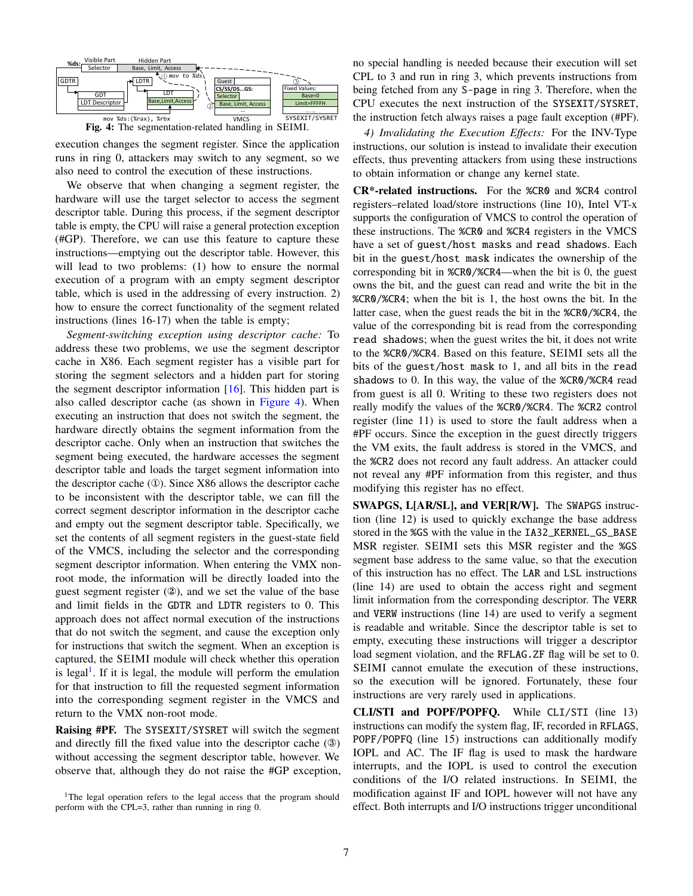Fig. 4: The segmentation-related handling in SEIMI.

execution changes the segment register. Since the application runs in ring 0, attackers may switch to any segment, so we also need to control the execution of these instructions.

We observe that when changing a segment register, the hardware will use the target selector to access the segment descriptor table. During this process, if the segment descriptor table is empty, the CPU will raise a general protection exception (#GP). Therefore, we can use this feature to capture these instructions—emptying out the descriptor table. However, this will lead to two problems: (1) how to ensure the normal execution of a program with an empty segment descriptor table, which is used in the addressing of every instruction. 2) how to ensure the correct functionality of the segment related instructions (lines 16-17) when the table is empty;

*Segment-switching exception using descriptor cache:* To address these two problems, we use the segment descriptor cache in X86. Each segment register has a visible part for storing the segment selectors and a hidden part for storing the segment descriptor information [16]. This hidden part is also called descriptor cache (as shown in Figure 4). When executing an instruction that does not switch the segment, the hardware directly obtains the segment information from the descriptor cache. Only when an instruction that switches the segment being executed, the hardware accesses the segment descriptor table and loads the target segment information into the descriptor cache (①). Since X86 allows the descriptor cache to be inconsistent with the descriptor table, we can fill the correct segment descriptor information in the descriptor cache and empty out the segment descriptor table. Specifically, we set the contents of all segment registers in the guest-state field of the VMCS, including the selector and the corresponding segment descriptor information. When entering the VMX non-root mode, the information will be directly loaded into the guest segment register (②), and we set the value of the base and limit fields in the `GDTR` and `LDTR` registers to 0. This approach does not affect normal execution of the instructions that do not switch the segment, and cause the exception only for instructions that switch the segment. When an exception is captured, the SEIMI module will check whether this operation is legal[1]. If it is legal, the module will perform the emulation for that instruction to fill the requested segment information into the corresponding segment register in the VMCS and return to the VMX non-root mode.

**Raising #PF.** The `SYSEXIT/SYSRET` will switch the segment and directly fill the fixed value into the descriptor cache (③) without accessing the segment descriptor table, however. We observe that, although they do not raise the #GP exception, no special handling is needed because their execution will set CPL to 3 and run in ring 3, which prevents instructions from being fetched from any `S-page` in ring 3. Therefore, when the CPU executes the next instruction of the `SYSEXIT/SYSRET`, the instruction fetch always raises a page fault exception (#PF).

*4) Invalidating the Execution Effects:* For the INV-Type instructions, our solution is instead to invalidate their execution effects, thus preventing attackers from using these instructions to obtain information or change any kernel state.

**CR*-related instructions.** For the `%CR0` and `%CR4` control registers–related load/store instructions (line 10), Intel VT-x supports the configuration of VMCS to control the operation of these instructions. The `%CR0` and `%CR4` registers in the VMCS have a set of `guest/host masks` and `read shadows`. Each bit in the `guest/host mask` indicates the ownership of the corresponding bit in `%CR0/%CR4`—when the bit is 0, the guest owns the bit, and the guest can read and write the bit in the `%CR0/%CR4`; when the bit is 1, the host owns the bit. In the latter case, when the guest reads the bit in the `%CR0/%CR4`, the value of the corresponding bit is read from the corresponding `read shadows`; when the guest writes the bit, it does not write to the `%CR0/%CR4`. Based on this feature, SEIMI sets all the bits of the `guest/host mask` to 1, and all bits in the `read shadows` to 0. In this way, the value of the `%CR0/%CR4` read from guest is all 0. Writing to these two registers does not really modify the values of the `%CR0/%CR4`. The `%CR2` control register (line 11) is used to store the fault address when a #PF occurs. Since the exception in the guest directly triggers the VM exits, the fault address is stored in the VMCS, and the `%CR2` does not record any fault address. An attacker could not reveal any #PF information from this register, and thus modifying this register has no effect.

**SWAPGS, L[AR/SL], and VER[R/W].** The `SWAPGS` instruction (line 12) is used to quickly exchange the base address stored in the `%GS` with the value in the `IA32_KERNEL_GS_BASE` MSR register. SEIMI sets this MSR register and the `%GS` segment base address to the same value, so that the execution of this instruction has no effect. The `LAR` and `LSL` instructions (line 14) are used to obtain the access right and segment limit information from the corresponding descriptor. The `VERR` and `VERW` instructions (line 14) are used to verify a segment is readable and writable. Since the descriptor table is set to empty, executing these instructions will trigger a descriptor load segment violation, and the `RFLAG.ZF` flag will be set to 0. SEIMI cannot emulate the execution of these instructions, so the execution will be ignored. Fortunately, these four instructions are very rarely used in applications.

**CLI/STI and POPF/POPFQ.** While `CLI/STI` (line 13) instructions can modify the system flag, IF, recorded in `RFLAGS`, `POPF/POPFQ` (line 15) instructions can additionally modify IOPL and AC. The IF flag is used to mask the hardware interrupts, and the IOPL is used to control the execution conditions of the I/O related instructions. In SEIMI, the modification against IF and IOPL however will not have any effect. Both interrupts and I/O instructions trigger unconditional

[1] The legal operation refers to the legal access that the program should perform with the CPL=3, rather than running in ring 0.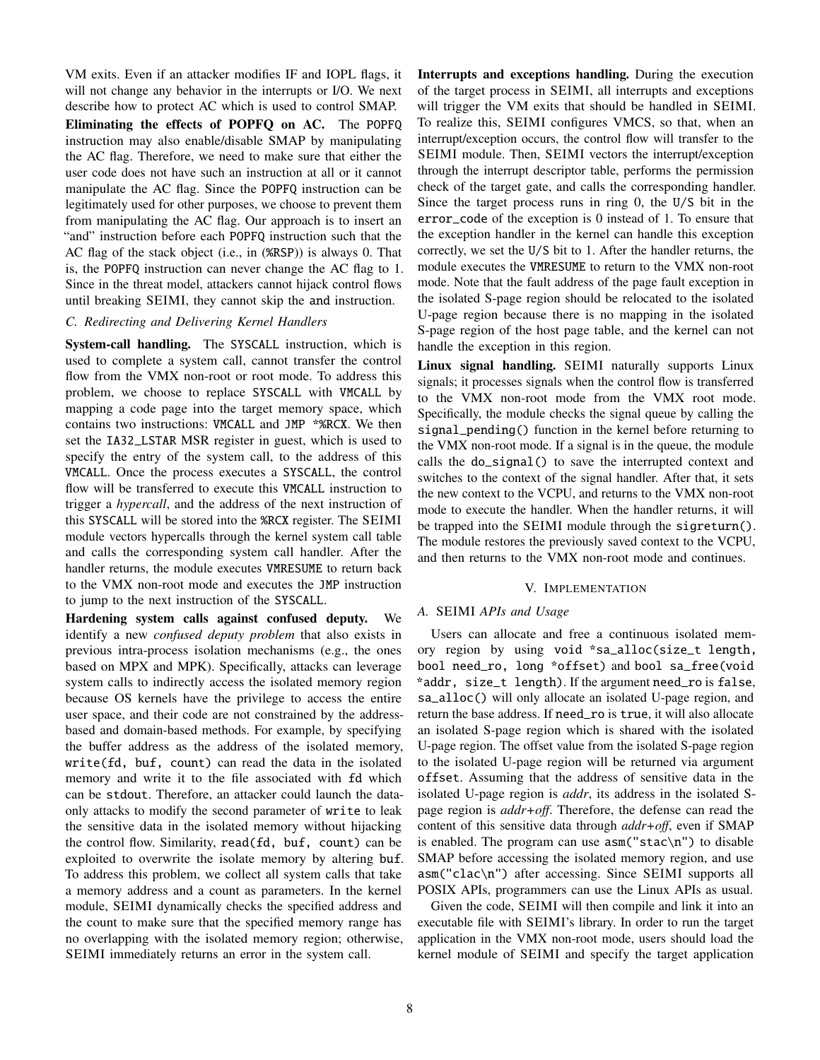VM exits. Even if an attacker modifies IF and IOPL flags, it will not change any behavior in the interrupts or I/O. We next describe how to protect AC which is used to control SMAP.

**Eliminating the effects of POPFQ on AC.** The POPFQ instruction may also enable/disable SMAP by manipulating the AC flag. Therefore, we need to make sure that either the user code does not have such an instruction at all or it cannot manipulate the AC flag. Since the POPFQ instruction can be legitimately used for other purposes, we choose to prevent them from manipulating the AC flag. Our approach is to insert an "and" instruction before each POPFQ instruction such that the AC flag of the stack object (i.e., in (%RSP)) is always 0. That is, the POPFQ instruction can never change the AC flag to 1. Since in the threat model, attackers cannot hijack control flows until breaking SEIMI, they cannot skip the and instruction.

### C. Redirecting and Delivering Kernel Handlers

**System-call handling.** The SYSCALL instruction, which is used to complete a system call, cannot transfer the control flow from the VMX non-root or root mode. To address this problem, we choose to replace SYSCALL with VMCALL by mapping a code page into the target memory space, which contains two instructions: VMCALL and JMP *%RCX. We then set the IA32_LSTAR MSR register in guest, which is used to specify the entry of the system call, to the address of this VMCALL. Once the process executes a SYSCALL, the control flow will be transferred to execute this VMCALL instruction to trigger a *hypercall*, and the address of the next instruction of this SYSCALL will be stored into the %RCX register. The SEIMI module vectors hypercalls through the kernel system call table and calls the corresponding system call handler. After the handler returns, the module executes VMRESUME to return back to the VMX non-root mode and executes the JMP instruction to jump to the next instruction of the SYSCALL.

**Hardening system calls against confused deputy.** We identify a new *confused deputy problem* that also exists in previous intra-process isolation mechanisms (e.g., the ones based on MPX and MPK). Specifically, attacks can leverage system calls to indirectly access the isolated memory region because OS kernels have the privilege to access the entire user space, and their code are not constrained by the address-based and domain-based methods. For example, by specifying the buffer address as the address of the isolated memory, write(fd, buf, count) can read the data in the isolated memory and write it to the file associated with fd which can be stdout. Therefore, an attacker could launch the data-only attacks to modify the second parameter of write to leak the sensitive data in the isolated memory without hijacking the control flow. Similarity, read(fd, buf, count) can be exploited to overwrite the isolate memory by altering buf. To address this problem, we collect all system calls that take a memory address and a count as parameters. In the kernel module, SEIMI dynamically checks the specified address and the count to make sure that the specified memory range has no overlapping with the isolated memory region; otherwise, SEIMI immediately returns an error in the system call.

**Interrupts and exceptions handling.** During the execution of the target process in SEIMI, all interrupts and exceptions will trigger the VM exits that should be handled in SEIMI. To realize this, SEIMI configures VMCS, so that, when an interrupt/exception occurs, the control flow will transfer to the SEIMI module. Then, SEIMI vectors the interrupt/exception through the interrupt descriptor table, performs the permission check of the target gate, and calls the corresponding handler. Since the target process runs in ring 0, the U/S bit in the error_code of the exception is 0 instead of 1. To ensure that the exception handler in the kernel can handle this exception correctly, we set the U/S bit to 1. After the handler returns, the module executes the VMRESUME to return to the VMX non-root mode. Note that the fault address of the page fault exception in the isolated S-page region should be relocated to the isolated U-page region because there is no mapping in the isolated S-page region of the host page table, and the kernel can not handle the exception in this region.

**Linux signal handling.** SEIMI naturally supports Linux signals; it processes signals when the control flow is transferred to the VMX non-root mode from the VMX root mode. Specifically, the module checks the signal queue by calling the signal_pending() function in the kernel before returning to the VMX non-root mode. If a signal is in the queue, the module calls the do_signal() to save the interrupted context and switches to the context of the signal handler. After that, it sets the new context to the VCPU, and returns to the VMX non-root mode to execute the handler. When the handler returns, it will be trapped into the SEIMI module through the sigreturn(). The module restores the previously saved context to the VCPU, and then returns to the VMX non-root mode and continues.

## V. Implementation

### A. SEIMI *APIs and Usage*

Users can allocate and free a continuous isolated memory region by using void *sa_alloc(size_t length, bool need_ro, long *offset) and bool sa_free(void *addr, size_t length). If the argument need_ro is false, sa_alloc() will only allocate an isolated U-page region, and return the base address. If need_ro is true, it will also allocate an isolated S-page region which is shared with the isolated U-page region. The offset value from the isolated S-page region to the isolated U-page region will be returned via argument offset. Assuming that the address of sensitive data in the isolated U-page region is *addr*, its address in the isolated S-page region is *addr+off*. Therefore, the defense can read the content of this sensitive data through *addr+off*, even if SMAP is enabled. The program can use asm("stac\n") to disable SMAP before accessing the isolated memory region, and use asm("clac\n") after accessing. Since SEIMI supports all POSIX APIs, programmers can use the Linux APIs as usual.

Given the code, SEIMI will then compile and link it into an executable file with SEIMI's library. In order to run the target application in the VMX non-root mode, users should load the kernel module of SEIMI and specify the target application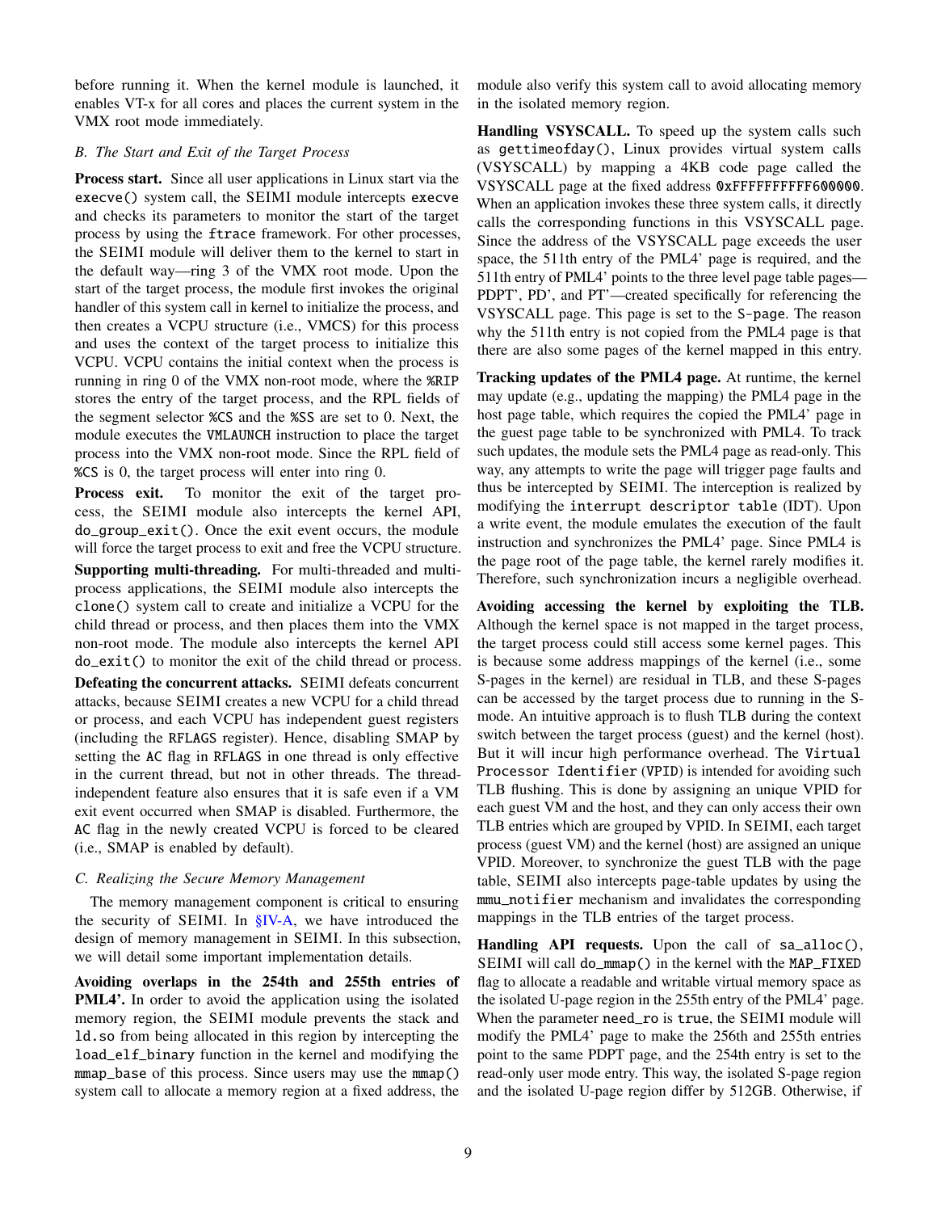before running it. When the kernel module is launched, it enables VT-x for all cores and places the current system in the VMX root mode immediately.

### B. The Start and Exit of the Target Process

**Process start.** Since all user applications in Linux start via the `execve()` system call, the SEIMI module intercepts `execve` and checks its parameters to monitor the start of the target process by using the `ftrace` framework. For other processes, the SEIMI module will deliver them to the kernel to start in the default way—ring 3 of the VMX root mode. Upon the start of the target process, the module first invokes the original handler of this system call in kernel to initialize the process, and then creates a VCPU structure (i.e., VMCS) for this process and uses the context of the target process to initialize this VCPU. VCPU contains the initial context when the process is running in ring 0 of the VMX non-root mode, where the `%RIP` stores the entry of the target process, and the RPL fields of the segment selector `%CS` and the `%SS` are set to 0. Next, the module executes the `VMLAUNCH` instruction to place the target process into the VMX non-root mode. Since the RPL field of `%CS` is 0, the target process will enter into ring 0.

**Process exit.** To monitor the exit of the target process, the SEIMI module also intercepts the kernel API, `do_group_exit()`. Once the exit event occurs, the module will force the target process to exit and free the VCPU structure.

**Supporting multi-threading.** For multi-threaded and multi-process applications, the SEIMI module also intercepts the `clone()` system call to create and initialize a VCPU for the child thread or process, and then places them into the VMX non-root mode. The module also intercepts the kernel API `do_exit()` to monitor the exit of the child thread or process.

**Defeating the concurrent attacks.** SEIMI defeats concurrent attacks, because SEIMI creates a new VCPU for a child thread or process, and each VCPU has independent guest registers (including the `RFLAGS` register). Hence, disabling SMAP by setting the `AC` flag in `RFLAGS` in one thread is only effective in the current thread, but not in other threads. The thread-independent feature also ensures that it is safe even if a VM exit event occurred when SMAP is disabled. Furthermore, the `AC` flag in the newly created VCPU is forced to be cleared (i.e., SMAP is enabled by default).

### C. Realizing the Secure Memory Management

The memory management component is critical to ensuring the security of SEIMI. In §IV-A, we have introduced the design of memory management in SEIMI. In this subsection, we will detail some important implementation details.

**Avoiding overlaps in the 254th and 255th entries of PML4'.** In order to avoid the application using the isolated memory region, the SEIMI module prevents the stack and `ld.so` from being allocated in this region by intercepting the `load_elf_binary` function in the kernel and modifying the `mmap_base` of this process. Since users may use the `mmap()` system call to allocate a memory region at a fixed address, the module also verify this system call to avoid allocating memory in the isolated memory region.

**Handling VSYSCALL.** To speed up the system calls such as `gettimeofday()`, Linux provides virtual system calls (VSYSCALL) by mapping a 4KB code page called the VSYSCALL page at the fixed address `0xFFFFFFFFFF600000`. When an application invokes these three system calls, it directly calls the corresponding functions in this VSYSCALL page. Since the address of the VSYSCALL page exceeds the user space, the 511th entry of the PML4' page is required, and the 511th entry of PML4' points to the three level page table pages—PDPT', PD', and PT'—created specifically for referencing the VSYSCALL page. This page is set to the `S-page`. The reason why the 511th entry is not copied from the PML4 page is that there are also some pages of the kernel mapped in this entry.

**Tracking updates of the PML4 page.** At runtime, the kernel may update (e.g., updating the mapping) the PML4 page in the host page table, which requires the copied the PML4' page in the guest page table to be synchronized with PML4. To track such updates, the module sets the PML4 page as read-only. This way, any attempts to write the page will trigger page faults and thus be intercepted by SEIMI. The interception is realized by modifying the `interrupt descriptor table` (IDT). Upon a write event, the module emulates the execution of the fault instruction and synchronizes the PML4' page. Since PML4 is the page root of the page table, the kernel rarely modifies it. Therefore, such synchronization incurs a negligible overhead.

**Avoiding accessing the kernel by exploiting the TLB.** Although the kernel space is not mapped in the target process, the target process could still access some kernel pages. This is because some address mappings of the kernel (i.e., some S-pages in the kernel) are residual in TLB, and these S-pages can be accessed by the target process due to running in the S-mode. An intuitive approach is to flush TLB during the context switch between the target process (guest) and the kernel (host). But it will incur high performance overhead. The `Virtual Processor Identifier` (`VPID`) is intended for avoiding such TLB flushing. This is done by assigning an unique VPID for each guest VM and the host, and they can only access their own TLB entries which are grouped by VPID. In SEIMI, each target process (guest VM) and the kernel (host) are assigned an unique VPID. Moreover, to synchronize the guest TLB with the page table, SEIMI also intercepts page-table updates by using the `mmu_notifier` mechanism and invalidates the corresponding mappings in the TLB entries of the target process.

**Handling API requests.** Upon the call of `sa_alloc()`, SEIMI will call `do_mmap()` in the kernel with the `MAP_FIXED` flag to allocate a readable and writable virtual memory space as the isolated U-page region in the 255th entry of the PML4' page. When the parameter `need_ro` is `true`, the SEIMI module will modify the PML4' page to make the 256th and 255th entries point to the same PDPT page, and the 254th entry is set to the read-only user mode entry. This way, the isolated S-page region and the isolated U-page region differ by 512GB. Otherwise, if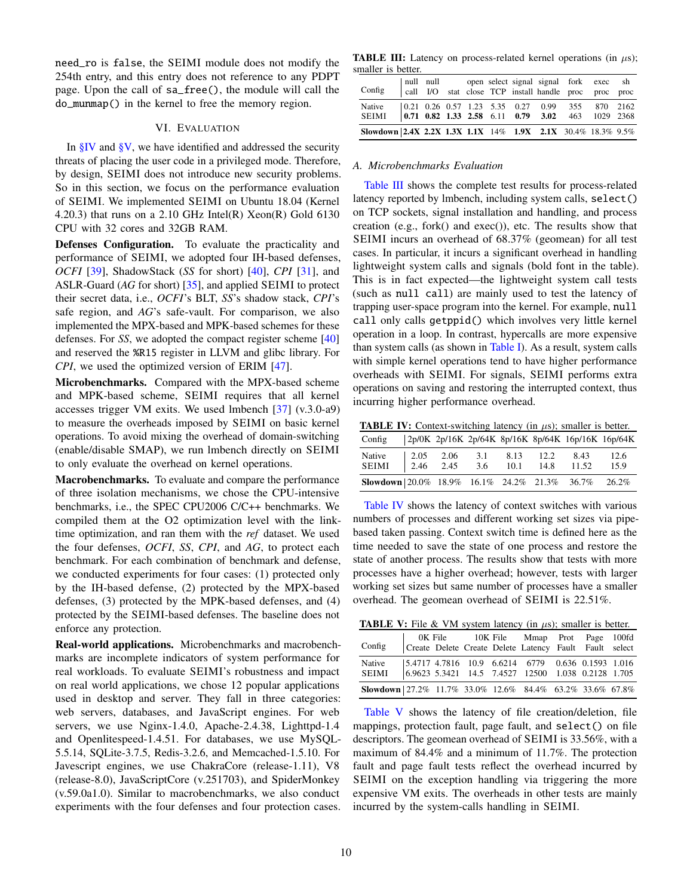need_ro is false, the SEIMI module does not modify the 254th entry, and this entry does not reference to any PDPT page. Upon the call of sa_free(), the module will call the do_munmap() in the kernel to free the memory region.

## VI. Evaluation

In §IV and §V, we have identified and addressed the security threats of placing the user code in a privileged mode. Therefore, by design, SEIMI does not introduce new security problems. So in this section, we focus on the performance evaluation of SEIMI. We implemented SEIMI on Ubuntu 18.04 (Kernel 4.20.3) that runs on a 2.10 GHz Intel(R) Xeon(R) Gold 6130 CPU with 32 cores and 32GB RAM.

**Defenses Configuration.** To evaluate the practicality and performance of SEIMI, we adopted four IH-based defenses, *OCFI* [39], ShadowStack (*SS* for short) [40], *CPI* [31], and ASLR-Guard (*AG* for short) [35], and applied SEIMI to protect their secret data, i.e., *OCFI*'s BLT, *SS*'s shadow stack, *CPI*'s safe region, and *AG*'s safe-vault. For comparison, we also implemented the MPX-based and MPK-based schemes for these defenses. For *SS*, we adopted the compact register scheme [40] and reserved the %R15 register in LLVM and glibc library. For *CPI*, we used the optimized version of ERIM [47].

**Microbenchmarks.** Compared with the MPX-based scheme and MPK-based scheme, SEIMI requires that all kernel accesses trigger VM exits. We used lmbench [37] (v.3.0-a9) to measure the overheads imposed by SEIMI on basic kernel operations. To avoid mixing the overhead of domain-switching (enable/disable SMAP), we run lmbench directly on SEIMI to only evaluate the overhead on kernel operations.

**Macrobenchmarks.** To evaluate and compare the performance of three isolation mechanisms, we chose the CPU-intensive benchmarks, i.e., the SPEC CPU2006 C/C++ benchmarks. We compiled them at the O2 optimization level with the link-time optimization, and ran them with the *ref* dataset. We used the four defenses, *OCFI*, *SS*, *CPI*, and *AG*, to protect each benchmark. For each combination of benchmark and defense, we conducted experiments for four cases: (1) protected only by the IH-based defense, (2) protected by the MPX-based defenses, (3) protected by the MPK-based defenses, and (4) protected by the SEIMI-based defenses. The baseline does not enforce any protection.

**Real-world applications.** Microbenchmarks and macrobenchmarks are incomplete indicators of system performance for real workloads. To evaluate SEIMI's robustness and impact on real world applications, we chose 12 popular applications used in desktop and server. They fall in three categories: web servers, databases, and JavaScript engines. For web servers, we use Nginx-1.4.0, Apache-2.4.38, Lighttpd-1.4 and Openlitespeed-1.4.51. For databases, we use MySQL-5.5.14, SQLite-3.7.5, Redis-3.2.6, and Memcached-1.5.10. For Javascript engines, we use ChakraCore (release-1.11), V8 (release-8.0), JavaScriptCore (v.251703), and SpiderMonkey (v.59.0a1.0). Similar to macrobenchmarks, we also conduct experiments with the four defenses and four protection cases.

**TABLE III:** Latency on process-related kernel operations (in $\mu$s); smaller is better.

| Config | null call | null I/O | stat | open close | select TCP | signal install | signal handle | fork proc | exec proc | sh proc |
|---|---|---|---|---|---|---|---|---|---|---|
| Native | 0.21 | 0.26 | 0.57 | 1.23 | 5.35 | 0.27 | 0.99 | 355 | 870 | 2162 |
| SEIMI | **0.71** | **0.82** | **1.33** | **2.58** | 6.11 | **0.79** | **3.02** | 463 | 1029 | 2368 |
| **Slowdown** | **2.4X** | **2.2X** | **1.3X** | **1.1X** | 14% | **1.9X** | **2.1X** | 30.4% | 18.3% | 9.5% |

### A. Microbenchmarks Evaluation

Table III shows the complete test results for process-related latency reported by lmbench, including system calls, select() on TCP sockets, signal installation and handling, and process creation (e.g., fork() and exec()), etc. The results show that SEIMI incurs an overhead of 68.37% (geomean) for all test cases. In particular, it incurs a significant overhead in handling lightweight system calls and signals (bold font in the table). This is in fact expected—the lightweight system call tests (such as null call) are mainly used to test the latency of trapping user-space program into the kernel. For example, null call only calls getppid() which involves very little kernel operation in a loop. In contrast, hypercalls are more expensive than system calls (as shown in Table I). As a result, system calls with simple kernel operations tend to have higher performance overheads with SEIMI. For signals, SEIMI performs extra operations on saving and restoring the interrupted context, thus incurring higher performance overhead.

**TABLE IV:** Context-switching latency (in $\mu$s); smaller is better.

| Config | 2p/0K | 2p/16K | 2p/64K | 8p/16K | 8p/64K | 16p/16K | 16p/64K |
|---|---|---|---|---|---|---|---|
| Native | 2.05 | 2.06 | 3.1 | 8.13 | 12.2 | 8.43 | 12.6 |
| SEIMI | 2.46 | 2.45 | 3.6 | 10.1 | 14.8 | 11.52 | 15.9 |
| **Slowdown** | 20.0% | 18.9% | 16.1% | 24.2% | 21.3% | 36.7% | 26.2% |

Table IV shows the latency of context switches with various numbers of processes and different working set sizes via pipe-based taken passing. Context switch time is defined here as the time needed to save the state of one process and restore the state of another process. The results show that tests with more processes have a higher overhead; however, tests with larger working set sizes but same number of processes have a smaller overhead. The geomean overhead of SEIMI is 22.51%.

**TABLE V:** File & VM system latency (in $\mu$s); smaller is better.

| Config | 0K File | | 10K File | | Mmap | Prot | Page | 100fd |
|---|---|---|---|---|---|---|---|---|
| | Create | Delete | Create | Delete | Latency | Fault | Fault | select |
| Native | 5.4717 | 4.7816 | 10.9 | 6.6214 | 6779 | 0.636 | 0.1593 | 1.016 |
| SEIMI | 6.9623 | 5.3421 | 14.5 | 7.4527 | 12500 | 1.038 | 0.2128 | 1.705 |
| **Slowdown** | 27.2% | 11.7% | 33.0% | 12.6% | 84.4% | 63.2% | 33.6% | 67.8% |

Table V shows the latency of file creation/deletion, file mappings, protection fault, page fault, and select() on file descriptors. The geomean overhead of SEIMI is 33.56%, with a maximum of 84.4% and a minimum of 11.7%. The protection fault and page fault tests reflect the overhead incurred by SEIMI on the exception handling via triggering the more expensive VM exits. The overheads in other tests are mainly incurred by the system-calls handling in SEIMI.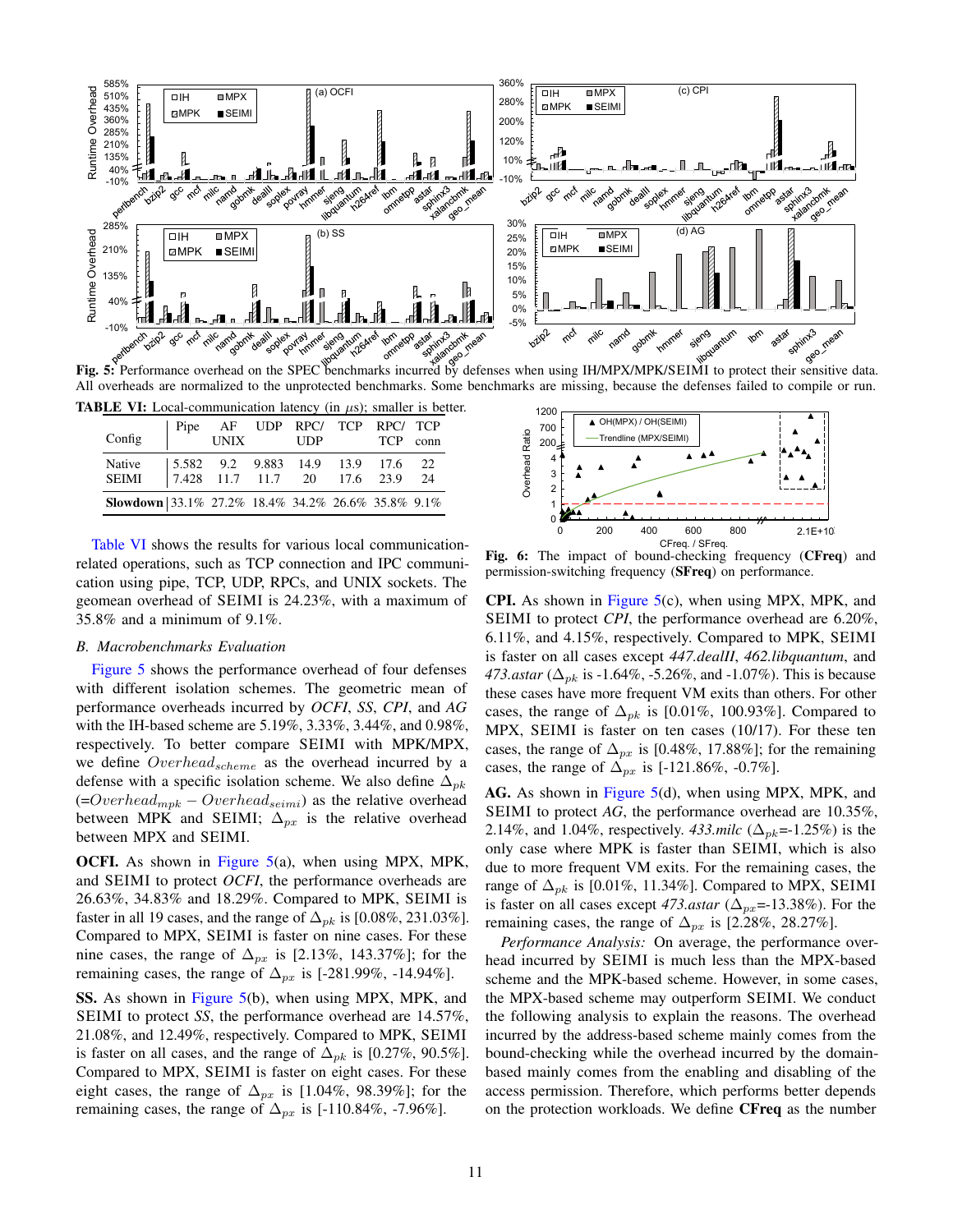**Fig. 5:** Performance overhead on the SPEC benchmarks incurred by defenses when using IH/MPX/MPK/SEIMI to protect their sensitive data. All overheads are normalized to the unprotected benchmarks. Some benchmarks are missing, because the defenses failed to compile or run.

**TABLE VI:** Local-communication latency (in $\mu s$); smaller is better.

| Config | Pipe | AF UNIX | UDP | RPC/ UDP | TCP | RPC/ TCP | TCP conn |
|---|---|---|---|---|---|---|---|
| Native | 5.582 | 9.2 | 9.883 | 14.9 | 13.9 | 17.6 | 22 |
| SEIMI | 7.428 | 11.7 | 11.7 | 20 | 17.6 | 23.9 | 24 |
| **Slowdown** | 33.1% | 27.2% | 18.4% | 34.2% | 26.6% | 35.8% | 9.1% |

Table VI shows the results for various local communication-related operations, such as TCP connection and IPC communication using pipe, TCP, UDP, RPCs, and UNIX sockets. The geomean overhead of SEIMI is 24.23%, with a maximum of 35.8% and a minimum of 9.1%.

### B. Macrobenchmarks Evaluation

Figure 5 shows the performance overhead of four defenses with different isolation schemes. The geometric mean of performance overheads incurred by *OCFI*, *SS*, *CPI*, and *AG* with the IH-based scheme are 5.19%, 3.33%, 3.44%, and 0.98%, respectively. To better compare SEIMI with MPK/MPX, we define $Overhead_{scheme}$ as the overhead incurred by a defense with a specific isolation scheme. We also define $\Delta_{pk}$ (=$Overhead_{mpk} - Overhead_{seimi}$) as the relative overhead between MPK and SEIMI; $\Delta_{px}$ is the relative overhead between MPX and SEIMI.

**OCFI.** As shown in Figure 5(a), when using MPX, MPK, and SEIMI to protect *OCFI*, the performance overheads are 26.63%, 34.83% and 18.29%. Compared to MPK, SEIMI is faster in all 19 cases, and the range of $\Delta_{pk}$ is [0.08%, 231.03%]. Compared to MPX, SEIMI is faster on nine cases. For these nine cases, the range of $\Delta_{px}$ is [2.13%, 143.37%]; for the remaining cases, the range of $\Delta_{px}$ is [-281.99%, -14.94%].

**SS.** As shown in Figure 5(b), when using MPX, MPK, and SEIMI to protect *SS*, the performance overhead are 14.57%, 21.08%, and 12.49%, respectively. Compared to MPK, SEIMI is faster on all cases, and the range of $\Delta_{pk}$ is [0.27%, 90.5%]. Compared to MPX, SEIMI is faster on eight cases. For these eight cases, the range of $\Delta_{px}$ is [1.04%, 98.39%]; for the remaining cases, the range of $\Delta_{px}$ is [-110.84%, -7.96%].

**Fig. 6:** The impact of bound-checking frequency (**CFreq**) and permission-switching frequency (**SFreq**) on performance.

**CPI.** As shown in Figure 5(c), when using MPX, MPK, and SEIMI to protect *CPI*, the performance overhead are 6.20%, 6.11%, and 4.15%, respectively. Compared to MPK, SEIMI is faster on all cases except *447.dealII*, *462.libquantum*, and *473.astar* ($\Delta_{pk}$ is -1.64%, -5.26%, and -1.07%). This is because these cases have more frequent VM exits than others. For other cases, the range of $\Delta_{pk}$ is [0.01%, 100.93%]. Compared to MPX, SEIMI is faster on ten cases (10/17). For these ten cases, the range of $\Delta_{px}$ is [0.48%, 17.88%]; for the remaining cases, the range of $\Delta_{px}$ is [-121.86%, -0.7%].

**AG.** As shown in Figure 5(d), when using MPX, MPK, and SEIMI to protect *AG*, the performance overhead are 10.35%, 2.14%, and 1.04%, respectively. *433.milc* ($\Delta_{pk}$=-1.25%) is the only case where MPK is faster than SEIMI, which is also due to more frequent VM exits. For the remaining cases, the range of $\Delta_{pk}$ is [0.01%, 11.34%]. Compared to MPX, SEIMI is faster on all cases except *473.astar* ($\Delta_{px}$=-13.38%). For the remaining cases, the range of $\Delta_{px}$ is [2.28%, 28.27%].

*Performance Analysis:* On average, the performance overhead incurred by SEIMI is much less than the MPX-based scheme and the MPK-based scheme. However, in some cases, the MPX-based scheme may outperform SEIMI. We conduct the following analysis to explain the reasons. The overhead incurred by the address-based scheme mainly comes from the bound-checking while the overhead incurred by the domain-based mainly comes from the enabling and disabling of the access permission. Therefore, which performs better depends on the protection workloads. We define **CFreq** as the number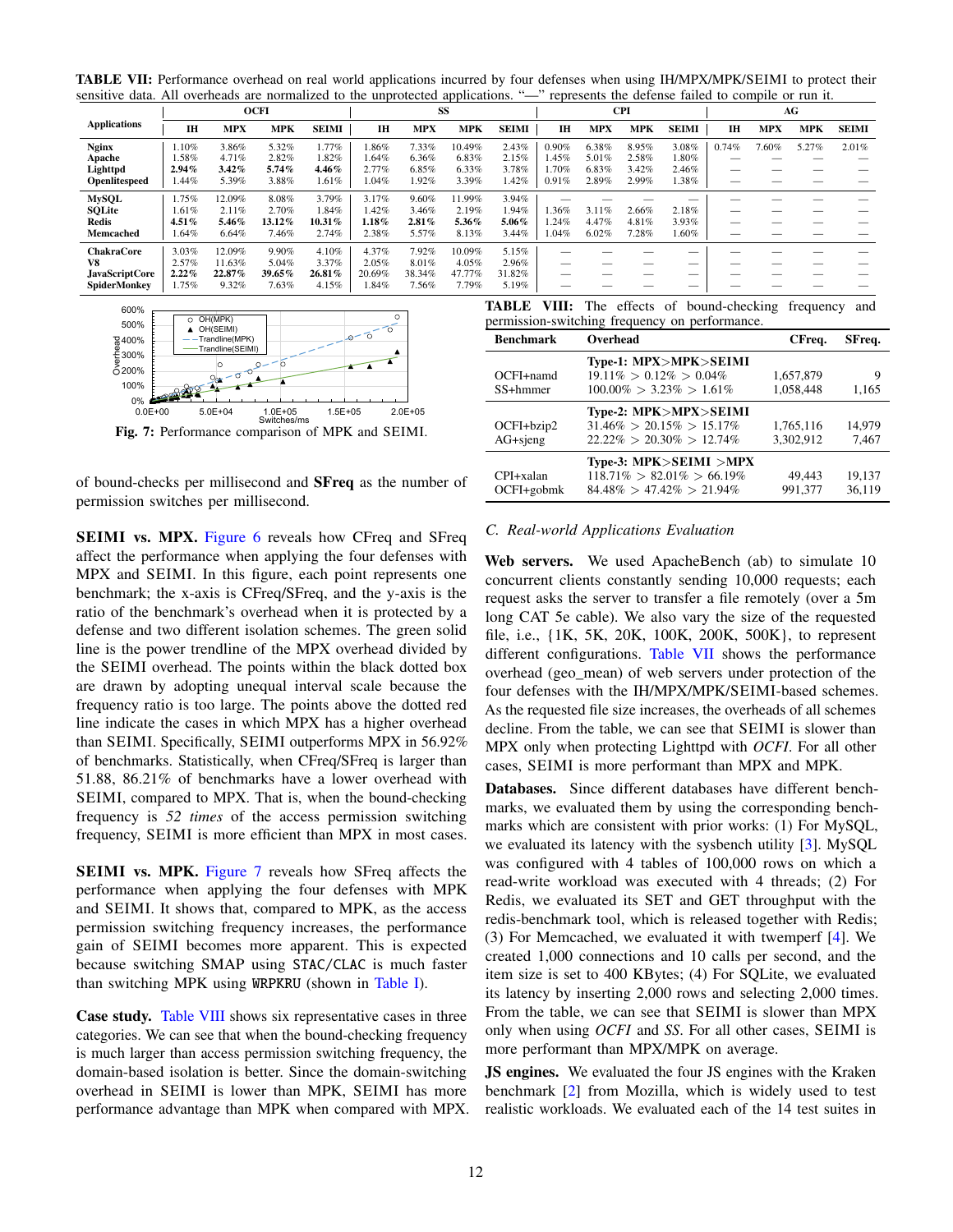**TABLE VII:** Performance overhead on real world applications incurred by four defenses when using IH/MPX/MPK/SEIMI to protect their sensitive data. All overheads are normalized to the unprotected applications. "—" represents the defense failed to compile or run it.

| Applications | OCFI | | | | SS | | | | CPI | | | | AG | | | |
|---|---|---|---|---|---|---|---|---|---|---|---|---|---|---|---|---|
| | IH | MPX | MPK | SEIMI | IH | MPX | MPK | SEIMI | IH | MPX | MPK | SEIMI | IH | MPX | MPK | SEIMI |
| **Nginx** | 1.10% | 3.86% | 5.32% | 1.77% | 1.86% | 7.33% | 10.49% | 2.43% | 0.90% | 6.38% | 8.95% | 3.08% | 0.74% | 7.60% | 5.27% | 2.01% |
| **Apache** | 1.58% | 4.71% | 2.82% | 1.82% | 1.64% | 6.36% | 6.83% | 2.15% | 1.45% | 5.01% | 2.58% | 1.80% | — | — | — | — |
| **Lighttpd** | **2.94%** | **3.42%** | **5.74%** | **4.46%** | 2.77% | 6.85% | 6.33% | 3.78% | 1.70% | 6.83% | 3.42% | 2.46% | — | — | — | — |
| **Openlitespeed** | 1.44% | 5.39% | 3.88% | 1.61% | 1.04% | 1.92% | 3.39% | 1.42% | 0.91% | 2.89% | 2.99% | 1.38% | — | — | — | — |
| **MySQL** | 1.75% | 12.09% | 8.08% | 3.79% | 3.17% | 9.60% | 11.99% | 3.94% | — | — | — | — | — | — | — | — |
| **SQLite** | 1.61% | 2.11% | 2.70% | 1.84% | 1.42% | 3.46% | 2.19% | 1.94% | 1.36% | 3.11% | 2.66% | 2.18% | — | — | — | — |
| **Redis** | **4.51%** | **5.46%** | **13.12%** | **10.31%** | **1.18%** | **2.81%** | **5.36%** | **5.06%** | 1.24% | 4.47% | 4.81% | 3.93% | — | — | — | — |
| **Memcached** | 1.64% | 6.64% | 7.46% | 2.74% | 2.38% | 5.57% | 8.13% | 3.44% | 1.04% | 6.02% | 7.28% | 1.60% | — | — | — | — |
| **ChakraCore** | 3.03% | 12.09% | 9.90% | 4.10% | 4.37% | 7.92% | 10.09% | 5.15% | — | — | — | — | — | — | — | — |
| **V8** | 2.57% | 11.63% | 5.04% | 3.37% | 2.05% | 8.01% | 4.05% | 2.96% | — | — | — | — | — | — | — | — |
| **JavaScriptCore** | **2.22%** | **22.87%** | **39.65%** | **26.81%** | 20.69% | 38.34% | 47.77% | 31.82% | — | — | — | — | — | — | — | — |
| **SpiderMonkey** | 1.75% | 9.32% | 7.63% | 4.15% | 1.84% | 7.56% | 7.79% | 5.19% | — | — | — | — | — | — | — | — |

**Fig. 7:** Performance comparison of MPK and SEIMI.

of bound-checks per millisecond and **SFreq** as the number of permission switches per millisecond.

**SEIMI vs. MPX.** Figure 6 reveals how CFreq and SFreq affect the performance when applying the four defenses with MPX and SEIMI. In this figure, each point represents one benchmark; the x-axis is CFreq/SFreq, and the y-axis is the ratio of the benchmark's overhead when it is protected by a defense and two different isolation schemes. The green solid line is the power trendline of the MPX overhead divided by the SEIMI overhead. The points within the black dotted box are drawn by adopting unequal interval scale because the frequency ratio is too large. The points above the dotted red line indicate the cases in which MPX has a higher overhead than SEIMI. Specifically, SEIMI outperforms MPX in 56.92% of benchmarks. Statistically, when CFreq/SFreq is larger than 51.88, 86.21% of benchmarks have a lower overhead with SEIMI, compared to MPX. That is, when the bound-checking frequency is *52 times* of the access permission switching frequency, SEIMI is more efficient than MPX in most cases.

**SEIMI vs. MPK.** Figure 7 reveals how SFreq affects the performance when applying the four defenses with MPK and SEIMI. It shows that, compared to MPK, as the access permission switching frequency increases, the performance gain of SEIMI becomes more apparent. This is expected because switching SMAP using `STAC/CLAC` is much faster than switching MPK using `WRPKRU` (shown in Table I).

**Case study.** Table VIII shows six representative cases in three categories. We can see that when the bound-checking frequency is much larger than access permission switching frequency, the domain-based isolation is better. Since the domain-switching overhead in SEIMI is lower than MPK, SEIMI has more performance advantage than MPK when compared with MPX.

**TABLE VIII:** The effects of bound-checking frequency and permission-switching frequency on performance.

| Benchmark | Overhead | CFreq. | SFreq. |
|---|---|---|---|
| | **Type-1: MPX>MPK>SEIMI** | | |
| OCFI+namd | 19.11% > 0.12% > 0.04% | 1,657,879 | 9 |
| SS+hmmer | 100.00% > 3.23% > 1.61% | 1,058,448 | 1,165 |
| | **Type-2: MPK>MPX>SEIMI** | | |
| OCFI+bzip2 | 31.46% > 20.15% > 15.17% | 1,765,116 | 14,979 |
| AG+sjeng | 22.22% > 20.30% > 12.74% | 3,302,912 | 7,467 |
| | **Type-3: MPK>SEIMI >MPX** | | |
| CPI+xalan | 118.71% > 82.01% > 66.19% | 49,443 | 19,137 |
| OCFI+gobmk | 84.48% > 47.42% > 21.94% | 991,377 | 36,119 |

### C. Real-world Applications Evaluation

**Web servers.** We used ApacheBench (ab) to simulate 10 concurrent clients constantly sending 10,000 requests; each request asks the server to transfer a file remotely (over a 5m long CAT 5e cable). We also vary the size of the requested file, i.e., {1K, 5K, 20K, 100K, 200K, 500K}, to represent different configurations. Table VII shows the performance overhead (geo_mean) of web servers under protection of the four defenses with the IH/MPX/MPK/SEIMI-based schemes. As the requested file size increases, the overheads of all schemes decline. From the table, we can see that SEIMI is slower than MPX only when protecting Lighttpd with *OCFI*. For all other cases, SEIMI is more performant than MPX and MPK.

**Databases.** Since different databases have different benchmarks, we evaluated them by using the corresponding benchmarks which are consistent with prior works: (1) For MySQL, we evaluated its latency with the sysbench utility [3]. MySQL was configured with 4 tables of 100,000 rows on which a read-write workload was executed with 4 threads; (2) For Redis, we evaluated its SET and GET throughput with the redis-benchmark tool, which is released together with Redis; (3) For Memcached, we evaluated it with twemperf [4]. We created 1,000 connections and 10 calls per second, and the item size is set to 400 KBytes; (4) For SQLite, we evaluated its latency by inserting 2,000 rows and selecting 2,000 times. From the table, we can see that SEIMI is slower than MPX only when using *OCFI* and *SS*. For all other cases, SEIMI is more performant than MPX/MPK on average.

**JS engines.** We evaluated the four JS engines with the Kraken benchmark [2] from Mozilla, which is widely used to test realistic workloads. We evaluated each of the 14 test suites in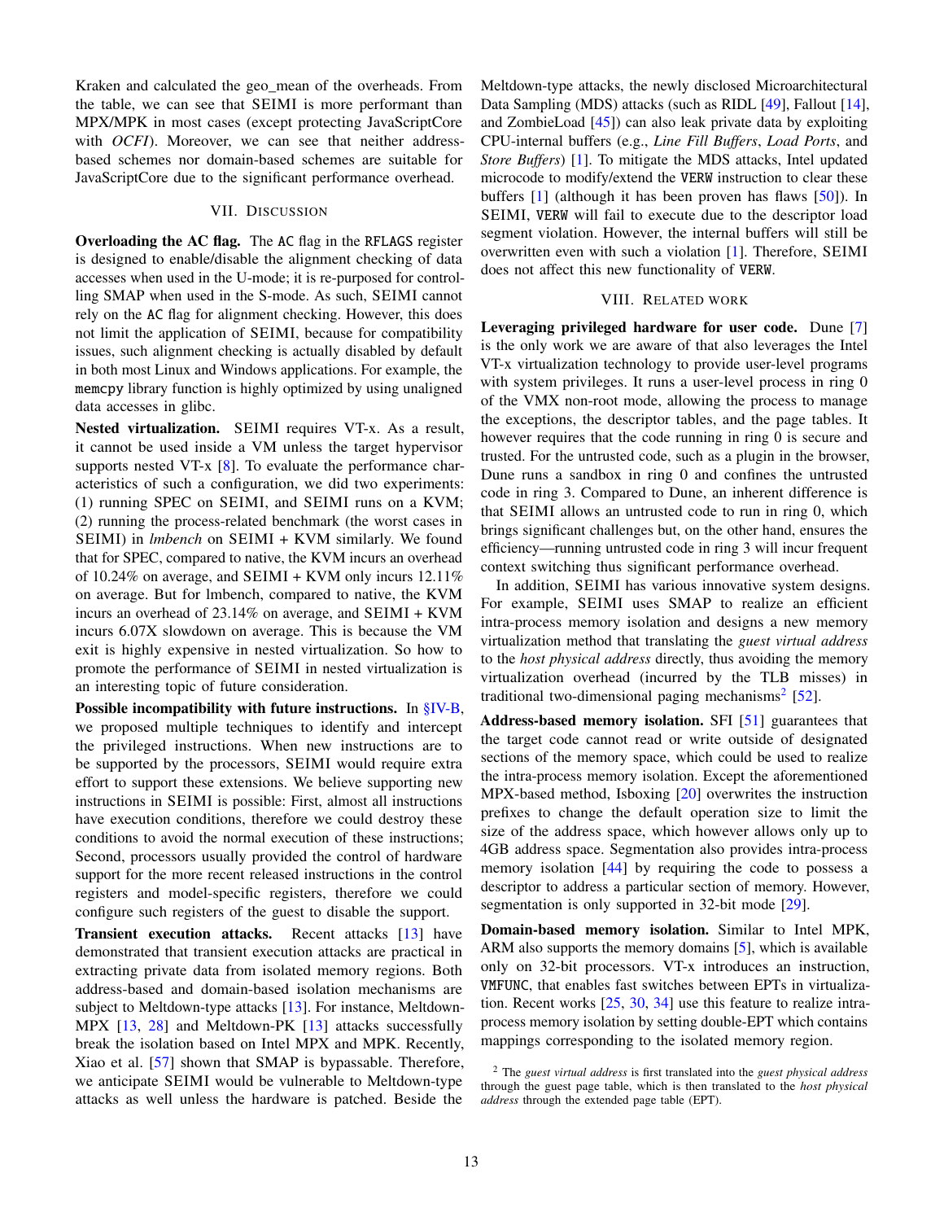Kraken and calculated the geo_mean of the overheads. From the table, we can see that SEIMI is more performant than MPX/MPK in most cases (except protecting JavaScriptCore with *OCFI*). Moreover, we can see that neither address-based schemes nor domain-based schemes are suitable for JavaScriptCore due to the significant performance overhead.

## VII. Discussion

**Overloading the AC flag.** The AC flag in the RFLAGS register is designed to enable/disable the alignment checking of data accesses when used in the U-mode; it is re-purposed for controlling SMAP when used in the S-mode. As such, SEIMI cannot rely on the AC flag for alignment checking. However, this does not limit the application of SEIMI, because for compatibility issues, such alignment checking is actually disabled by default in both most Linux and Windows applications. For example, the memcpy library function is highly optimized by using unaligned data accesses in glibc.

**Nested virtualization.** SEIMI requires VT-x. As a result, it cannot be used inside a VM unless the target hypervisor supports nested VT-x [8]. To evaluate the performance characteristics of such a configuration, we did two experiments: (1) running SPEC on SEIMI, and SEIMI runs on a KVM; (2) running the process-related benchmark (the worst cases in SEIMI) in *lmbench* on SEIMI + KVM similarly. We found that for SPEC, compared to native, the KVM incurs an overhead of 10.24% on average, and SEIMI + KVM only incurs 12.11% on average. But for lmbench, compared to native, the KVM incurs an overhead of 23.14% on average, and SEIMI + KVM incurs 6.07X slowdown on average. This is because the VM exit is highly expensive in nested virtualization. So how to promote the performance of SEIMI in nested virtualization is an interesting topic of future consideration.

**Possible incompatibility with future instructions.** In §IV-B, we proposed multiple techniques to identify and intercept the privileged instructions. When new instructions are to be supported by the processors, SEIMI would require extra effort to support these extensions. We believe supporting new instructions in SEIMI is possible: First, almost all instructions have execution conditions, therefore we could destroy these conditions to avoid the normal execution of these instructions; Second, processors usually provided the control of hardware support for the more recent released instructions in the control registers and model-specific registers, therefore we could configure such registers of the guest to disable the support.

**Transient execution attacks.** Recent attacks [13] have demonstrated that transient execution attacks are practical in extracting private data from isolated memory regions. Both address-based and domain-based isolation mechanisms are subject to Meltdown-type attacks [13]. For instance, Meltdown-MPX [13, 28] and Meltdown-PK [13] attacks successfully break the isolation based on Intel MPX and MPK. Recently, Xiao et al. [57] shown that SMAP is bypassable. Therefore, we anticipate SEIMI would be vulnerable to Meltdown-type attacks as well unless the hardware is patched. Beside the Meltdown-type attacks, the newly disclosed Microarchitectural Data Sampling (MDS) attacks (such as RIDL [49], Fallout [14], and ZombieLoad [45]) can also leak private data by exploiting CPU-internal buffers (e.g., *Line Fill Buffers*, *Load Ports*, and *Store Buffers*) [1]. To mitigate the MDS attacks, Intel updated microcode to modify/extend the VERW instruction to clear these buffers [1] (although it has been proven has flaws [50]). In SEIMI, VERW will fail to execute due to the descriptor load segment violation. However, the internal buffers will still be overwritten even with such a violation [1]. Therefore, SEIMI does not affect this new functionality of VERW.

## VIII. Related work

**Leveraging privileged hardware for user code.** Dune [7] is the only work we are aware of that also leverages the Intel VT-x virtualization technology to provide user-level programs with system privileges. It runs a user-level process in ring 0 of the VMX non-root mode, allowing the process to manage the exceptions, the descriptor tables, and the page tables. It however requires that the code running in ring 0 is secure and trusted. For the untrusted code, such as a plugin in the browser, Dune runs a sandbox in ring 0 and confines the untrusted code in ring 3. Compared to Dune, an inherent difference is that SEIMI allows an untrusted code to run in ring 0, which brings significant challenges but, on the other hand, ensures the efficiency—running untrusted code in ring 3 will incur frequent context switching thus significant performance overhead.

In addition, SEIMI has various innovative system designs. For example, SEIMI uses SMAP to realize an efficient intra-process memory isolation and designs a new memory virtualization method that translating the *guest virtual address* to the *host physical address* directly, thus avoiding the memory virtualization overhead (incurred by the TLB misses) in traditional two-dimensional paging mechanisms[2] [52].

**Address-based memory isolation.** SFI [51] guarantees that the target code cannot read or write outside of designated sections of the memory space, which could be used to realize the intra-process memory isolation. Except the aforementioned MPX-based method, Isboxing [20] overwrites the instruction prefixes to change the default operation size to limit the size of the address space, which however allows only up to 4GB address space. Segmentation also provides intra-process memory isolation [44] by requiring the code to possess a descriptor to address a particular section of memory. However, segmentation is only supported in 32-bit mode [29].

**Domain-based memory isolation.** Similar to Intel MPK, ARM also supports the memory domains [5], which is available only on 32-bit processors. VT-x introduces an instruction, VMFUNC, that enables fast switches between EPTs in virtualization. Recent works [25, 30, 34] use this feature to realize intra-process memory isolation by setting double-EPT which contains mappings corresponding to the isolated memory region.

[2] The *guest virtual address* is first translated into the *guest physical address* through the guest page table, which is then translated to the *host physical address* through the extended page table (EPT).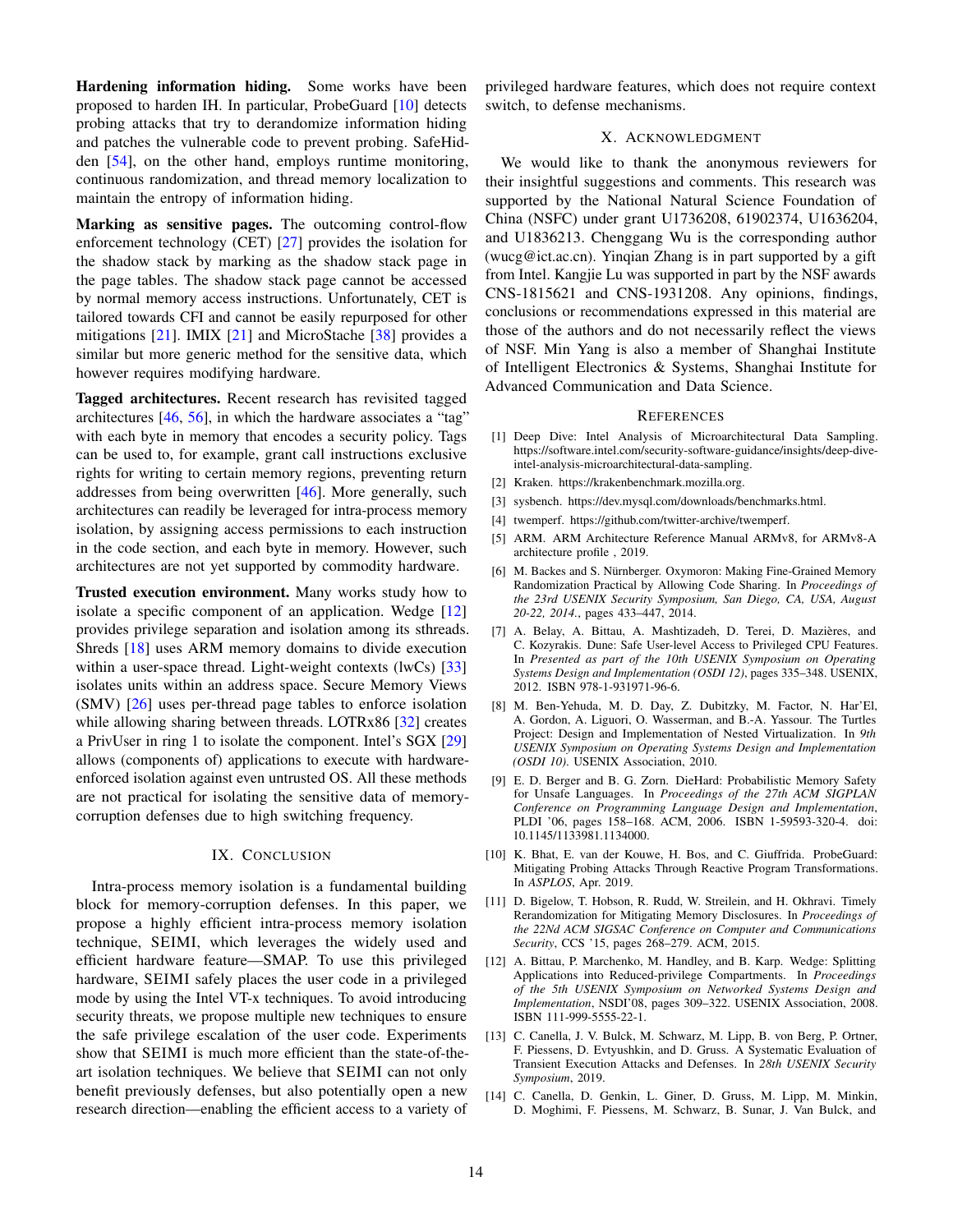**Hardening information hiding.** Some works have been proposed to harden IH. In particular, ProbeGuard [10] detects probing attacks that try to derandomize information hiding and patches the vulnerable code to prevent probing. SafeHidden [54], on the other hand, employs runtime monitoring, continuous randomization, and thread memory localization to maintain the entropy of information hiding.

**Marking as sensitive pages.** The outcoming control-flow enforcement technology (CET) [27] provides the isolation for the shadow stack by marking as the shadow stack page in the page tables. The shadow stack page cannot be accessed by normal memory access instructions. Unfortunately, CET is tailored towards CFI and cannot be easily repurposed for other mitigations [21]. IMIX [21] and MicroStache [38] provides a similar but more generic method for the sensitive data, which however requires modifying hardware.

**Tagged architectures.** Recent research has revisited tagged architectures [46, 56], in which the hardware associates a "tag" with each byte in memory that encodes a security policy. Tags can be used to, for example, grant call instructions exclusive rights for writing to certain memory regions, preventing return addresses from being overwritten [46]. More generally, such architectures can readily be leveraged for intra-process memory isolation, by assigning access permissions to each instruction in the code section, and each byte in memory. However, such architectures are not yet supported by commodity hardware.

**Trusted execution environment.** Many works study how to isolate a specific component of an application. Wedge [12] provides privilege separation and isolation among its sthreads. Shreds [18] uses ARM memory domains to divide execution within a user-space thread. Light-weight contexts (lwCs) [33] isolates units within an address space. Secure Memory Views (SMV) [26] uses per-thread page tables to enforce isolation while allowing sharing between threads. LOTRx86 [32] creates a PrivUser in ring 1 to isolate the component. Intel's SGX [29] allows (components of) applications to execute with hardware-enforced isolation against even untrusted OS. All these methods are not practical for isolating the sensitive data of memory-corruption defenses due to high switching frequency.

## IX. Conclusion

Intra-process memory isolation is a fundamental building block for memory-corruption defenses. In this paper, we propose a highly efficient intra-process memory isolation technique, SEIMI, which leverages the widely used and efficient hardware feature—SMAP. To use this privileged hardware, SEIMI safely places the user code in a privileged mode by using the Intel VT-x techniques. To avoid introducing security threats, we propose multiple new techniques to ensure the safe privilege escalation of the user code. Experiments show that SEIMI is much more efficient than the state-of-the-art isolation techniques. We believe that SEIMI can not only benefit previously defenses, but also potentially open a new research direction—enabling the efficient access to a variety of privileged hardware features, which does not require context switch, to defense mechanisms.

## X. Acknowledgment

We would like to thank the anonymous reviewers for their insightful suggestions and comments. This research was supported by the National Natural Science Foundation of China (NSFC) under grant U1736208, 61902374, U1636204, and U1836213. Chenggang Wu is the corresponding author (wucg@ict.ac.cn). Yinqian Zhang is in part supported by a gift from Intel. Kangjie Lu was supported in part by the NSF awards CNS-1815621 and CNS-1931208. Any opinions, findings, conclusions or recommendations expressed in this material are those of the authors and do not necessarily reflect the views of NSF. Min Yang is also a member of Shanghai Institute of Intelligent Electronics & Systems, Shanghai Institute for Advanced Communication and Data Science.

## References

[1] Deep Dive: Intel Analysis of Microarchitectural Data Sampling. https://software.intel.com/security-software-guidance/insights/deep-dive-intel-analysis-microarchitectural-data-sampling.

[2] Kraken. https://krakenbenchmark.mozilla.org.

[3] sysbench. https://dev.mysql.com/downloads/benchmarks.html.

[4] twemperf. https://github.com/twitter-archive/twemperf.

[5] ARM. ARM Architecture Reference Manual ARMv8, for ARMv8-A architecture profile , 2019.

[6] M. Backes and S. Nürnberger. Oxymoron: Making Fine-Grained Memory Randomization Practical by Allowing Code Sharing. In *Proceedings of the 23rd USENIX Security Symposium, San Diego, CA, USA, August 20-22, 2014.*, pages 433–447, 2014.

[7] A. Belay, A. Bittau, A. Mashtizadeh, D. Terei, D. Mazières, and C. Kozyrakis. Dune: Safe User-level Access to Privileged CPU Features. In *Presented as part of the 10th USENIX Symposium on Operating Systems Design and Implementation (OSDI 12)*, pages 335–348. USENIX, 2012. ISBN 978-1-931971-96-6.

[8] M. Ben-Yehuda, M. D. Day, Z. Dubitzky, M. Factor, N. Har'El, A. Gordon, A. Liguori, O. Wasserman, and B.-A. Yassour. The Turtles Project: Design and Implementation of Nested Virtualization. In *9th USENIX Symposium on Operating Systems Design and Implementation (OSDI 10)*. USENIX Association, 2010.

[9] E. D. Berger and B. G. Zorn. DieHard: Probabilistic Memory Safety for Unsafe Languages. In *Proceedings of the 27th ACM SIGPLAN Conference on Programming Language Design and Implementation*, PLDI '06, pages 158–168. ACM, 2006. ISBN 1-59593-320-4. doi: 10.1145/1133981.1134000.

[10] K. Bhat, E. van der Kouwe, H. Bos, and C. Giuffrida. ProbeGuard: Mitigating Probing Attacks Through Reactive Program Transformations. In *ASPLOS*, Apr. 2019.

[11] D. Bigelow, T. Hobson, R. Rudd, W. Streilein, and H. Okhravi. Timely Rerandomization for Mitigating Memory Disclosures. In *Proceedings of the 22Nd ACM SIGSAC Conference on Computer and Communications Security*, CCS '15, pages 268–279. ACM, 2015.

[12] A. Bittau, P. Marchenko, M. Handley, and B. Karp. Wedge: Splitting Applications into Reduced-privilege Compartments. In *Proceedings of the 5th USENIX Symposium on Networked Systems Design and Implementation*, NSDI'08, pages 309–322. USENIX Association, 2008. ISBN 111-999-5555-22-1.

[13] C. Canella, J. V. Bulck, M. Schwarz, M. Lipp, B. von Berg, P. Ortner, F. Piessens, D. Evtyushkin, and D. Gruss. A Systematic Evaluation of Transient Execution Attacks and Defenses. In *28th USENIX Security Symposium*, 2019.

[14] C. Canella, D. Genkin, L. Giner, D. Gruss, M. Lipp, M. Minkin, D. Moghimi, F. Piessens, M. Schwarz, B. Sunar, J. Van Bulck, and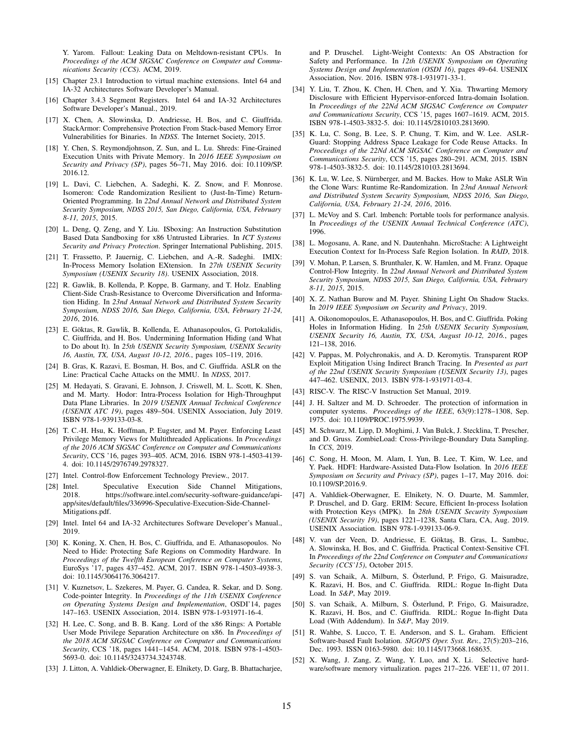Y. Yarom. Fallout: Leaking Data on Meltdown-resistant CPUs. In *Proceedings of the ACM SIGSAC Conference on Computer and Communications Security (CCS)*. ACM, 2019.

[15] Chapter 23.1 Introduction to virtual machine extensions. Intel 64 and IA-32 Architectures Software Developer's Manual.

[16] Chapter 3.4.3 Segment Registers. Intel 64 and IA-32 Architectures Software Developer's Manual., 2019.

[17] X. Chen, A. Slowinska, D. Andriesse, H. Bos, and C. Giuffrida. StackArmor: Comprehensive Protection From Stack-based Memory Error Vulnerabilities for Binaries. In *NDSS*. The Internet Society, 2015.

[18] Y. Chen, S. Reymondjohnson, Z. Sun, and L. Lu. Shreds: Fine-Grained Execution Units with Private Memory. In *2016 IEEE Symposium on Security and Privacy (SP)*, pages 56–71, May 2016. doi: 10.1109/SP.2016.12.

[19] L. Davi, C. Liebchen, A. Sadeghi, K. Z. Snow, and F. Monrose. Isomeron: Code Randomization Resilient to (Just-In-Time) Return-Oriented Programming. In *22nd Annual Network and Distributed System Security Symposium, NDSS 2015, San Diego, California, USA, February 8-11, 2015*, 2015.

[20] L. Deng, Q. Zeng, and Y. Liu. ISboxing: An Instruction Substitution Based Data Sandboxing for x86 Untrusted Libraries. In *ICT Systems Security and Privacy Protection*. Springer International Publishing, 2015.

[21] T. Frassetto, P. Jauernig, C. Liebchen, and A.-R. Sadeghi. IMIX: In-Process Memory Isolation EXtension. In *27th USENIX Security Symposium (USENIX Security 18)*. USENIX Association, 2018.

[22] R. Gawlik, B. Kollenda, P. Koppe, B. Garmany, and T. Holz. Enabling Client-Side Crash-Resistance to Overcome Diversification and Information Hiding. In *23nd Annual Network and Distributed System Security Symposium, NDSS 2016, San Diego, California, USA, February 21-24, 2016*, 2016.

[23] E. Göktas, R. Gawlik, B. Kollenda, E. Athanasopoulos, G. Portokalidis, C. Giuffrida, and H. Bos. Undermining Information Hiding (and What to Do about It). In *25th USENIX Security Symposium, USENIX Security 16, Austin, TX, USA, August 10-12, 2016.*, pages 105–119, 2016.

[24] B. Gras, K. Razavi, E. Bosman, H. Bos, and C. Giuffrida. ASLR on the Line: Practical Cache Attacks on the MMU. In *NDSS*, 2017.

[25] M. Hedayati, S. Gravani, E. Johnson, J. Criswell, M. L. Scott, K. Shen, and M. Marty. Hodor: Intra-Process Isolation for High-Throughput Data Plane Libraries. In *2019 USENIX Annual Technical Conference (USENIX ATC 19)*, pages 489–504. USENIX Association, July 2019. ISBN 978-1-939133-03-8.

[26] T. C.-H. Hsu, K. Hoffman, P. Eugster, and M. Payer. Enforcing Least Privilege Memory Views for Multithreaded Applications. In *Proceedings of the 2016 ACM SIGSAC Conference on Computer and Communications Security*, CCS '16, pages 393–405. ACM, 2016. ISBN 978-1-4503-4139-4. doi: 10.1145/2976749.2978327.

[27] Intel. Control-flow Enforcement Technology Preview., 2017.

[28] Intel. Speculative Execution Side Channel Mitigations, 2018. https://software.intel.com/security-software-guidance/api-app/sites/default/files/336996-Speculative-Execution-Side-Channel-Mitigations.pdf.

[29] Intel. Intel 64 and IA-32 Architectures Software Developer's Manual., 2019.

[30] K. Koning, X. Chen, H. Bos, C. Giuffrida, and E. Athanasopoulos. No Need to Hide: Protecting Safe Regions on Commodity Hardware. In *Proceedings of the Twelfth European Conference on Computer Systems*, EuroSys '17, pages 437–452. ACM, 2017. ISBN 978-1-4503-4938-3. doi: 10.1145/3064176.3064217.

[31] V. Kuznetsov, L. Szekeres, M. Payer, G. Candea, R. Sekar, and D. Song. Code-pointer Integrity. In *Proceedings of the 11th USENIX Conference on Operating Systems Design and Implementation*, OSDI'14, pages 147–163. USENIX Association, 2014. ISBN 978-1-931971-16-4.

[32] H. Lee, C. Song, and B. B. Kang. Lord of the x86 Rings: A Portable User Mode Privilege Separation Architecture on x86. In *Proceedings of the 2018 ACM SIGSAC Conference on Computer and Communications Security*, CCS '18, pages 1441–1454. ACM, 2018. ISBN 978-1-4503-5693-0. doi: 10.1145/3243734.3243748.

[33] J. Litton, A. Vahldiek-Oberwagner, E. Elnikety, D. Garg, B. Bhattacharjee, and P. Druschel. Light-Weight Contexts: An OS Abstraction for Safety and Performance. In *12th USENIX Symposium on Operating Systems Design and Implementation (OSDI 16)*, pages 49–64. USENIX Association, Nov. 2016. ISBN 978-1-931971-33-1.

[34] Y. Liu, T. Zhou, K. Chen, H. Chen, and Y. Xia. Thwarting Memory Disclosure with Efficient Hypervisor-enforced Intra-domain Isolation. In *Proceedings of the 22Nd ACM SIGSAC Conference on Computer and Communications Security*, CCS '15, pages 1607–1619. ACM, 2015. ISBN 978-1-4503-3832-5. doi: 10.1145/2810103.2813690.

[35] K. Lu, C. Song, B. Lee, S. P. Chung, T. Kim, and W. Lee. ASLR-Guard: Stopping Address Space Leakage for Code Reuse Attacks. In *Proceedings of the 22Nd ACM SIGSAC Conference on Computer and Communications Security*, CCS '15, pages 280–291. ACM, 2015. ISBN 978-1-4503-3832-5. doi: 10.1145/2810103.2813694.

[36] K. Lu, W. Lee, S. Nürnberger, and M. Backes. How to Make ASLR Win the Clone Wars: Runtime Re-Randomization. In *23nd Annual Network and Distributed System Security Symposium, NDSS 2016, San Diego, California, USA, February 21-24, 2016*, 2016.

[37] L. McVoy and S. Carl. lmbench: Portable tools for performance analysis. In *Proceedings of the USENIX Annual Technical Conference (ATC)*, 1996.

[38] L. Mogosanu, A. Rane, and N. Dautenhahn. MicroStache: A Lightweight Execution Context for In-Process Safe Region Isolation. In *RAID*, 2018.

[39] V. Mohan, P. Larsen, S. Brunthaler, K. W. Hamlen, and M. Franz. Opaque Control-Flow Integrity. In *22nd Annual Network and Distributed System Security Symposium, NDSS 2015, San Diego, California, USA, February 8-11, 2015*, 2015.

[40] X. Z. Nathan Burow and M. Payer. Shining Light On Shadow Stacks. In *2019 IEEE Symposium on Security and Privacy*, 2019.

[41] A. Oikonomopoulos, E. Athanasopoulos, H. Bos, and C. Giuffrida. Poking Holes in Information Hiding. In *25th USENIX Security Symposium, USENIX Security 16, Austin, TX, USA, August 10-12, 2016.*, pages 121–138, 2016.

[42] V. Pappas, M. Polychronakis, and A. D. Keromytis. Transparent ROP Exploit Mitigation Using Indirect Branch Tracing. In *Presented as part of the 22nd USENIX Security Symposium (USENIX Security 13)*, pages 447–462. USENIX, 2013. ISBN 978-1-931971-03-4.

[43] RISC-V. The RISC-V Instruction Set Manual, 2019.

[44] J. H. Saltzer and M. D. Schroeder. The protection of information in computer systems. *Proceedings of the IEEE*, 63(9):1278–1308, Sep. 1975. doi: 10.1109/PROC.1975.9939.

[45] M. Schwarz, M. Lipp, D. Moghimi, J. Van Bulck, J. Stecklina, T. Prescher, and D. Gruss. ZombieLoad: Cross-Privilege-Boundary Data Sampling. In *CCS*, 2019.

[46] C. Song, H. Moon, M. Alam, I. Yun, B. Lee, T. Kim, W. Lee, and Y. Paek. HDFI: Hardware-Assisted Data-Flow Isolation. In *2016 IEEE Symposium on Security and Privacy (SP)*, pages 1–17, May 2016. doi: 10.1109/SP.2016.9.

[47] A. Vahldiek-Oberwagner, E. Elnikety, N. O. Duarte, M. Sammler, P. Druschel, and D. Garg. ERIM: Secure, Efficient In-process Isolation with Protection Keys (MPK). In *28th USENIX Security Symposium (USENIX Security 19)*, pages 1221–1238, Santa Clara, CA, Aug. 2019. USENIX Association. ISBN 978-1-939133-06-9.

[48] V. van der Veen, D. Andriesse, E. Göktaş, B. Gras, L. Sambuc, A. Slowinska, H. Bos, and C. Giuffrida. Practical Context-Sensitive CFI. In *Proceedings of the 22nd Conference on Computer and Communications Security (CCS'15)*, October 2015.

[49] S. van Schaik, A. Milburn, S. Österlund, P. Frigo, G. Maisuradze, K. Razavi, H. Bos, and C. Giuffrida. RIDL: Rogue In-flight Data Load. In *S&P*, May 2019.

[50] S. van Schaik, A. Milburn, S. Österlund, P. Frigo, G. Maisuradze, K. Razavi, H. Bos, and C. Giuffrida. RIDL: Rogue In-flight Data Load (With Addendum). In *S&P*, May 2019.

[51] R. Wahbe, S. Lucco, T. E. Anderson, and S. L. Graham. Efficient Software-based Fault Isolation. *SIGOPS Oper. Syst. Rev.*, 27(5):203–216, Dec. 1993. ISSN 0163-5980. doi: 10.1145/173668.168635.

[52] X. Wang, J. Zang, Z. Wang, Y. Luo, and X. Li. Selective hardware/software memory virtualization. pages 217–226. VEE'11, 07 2011.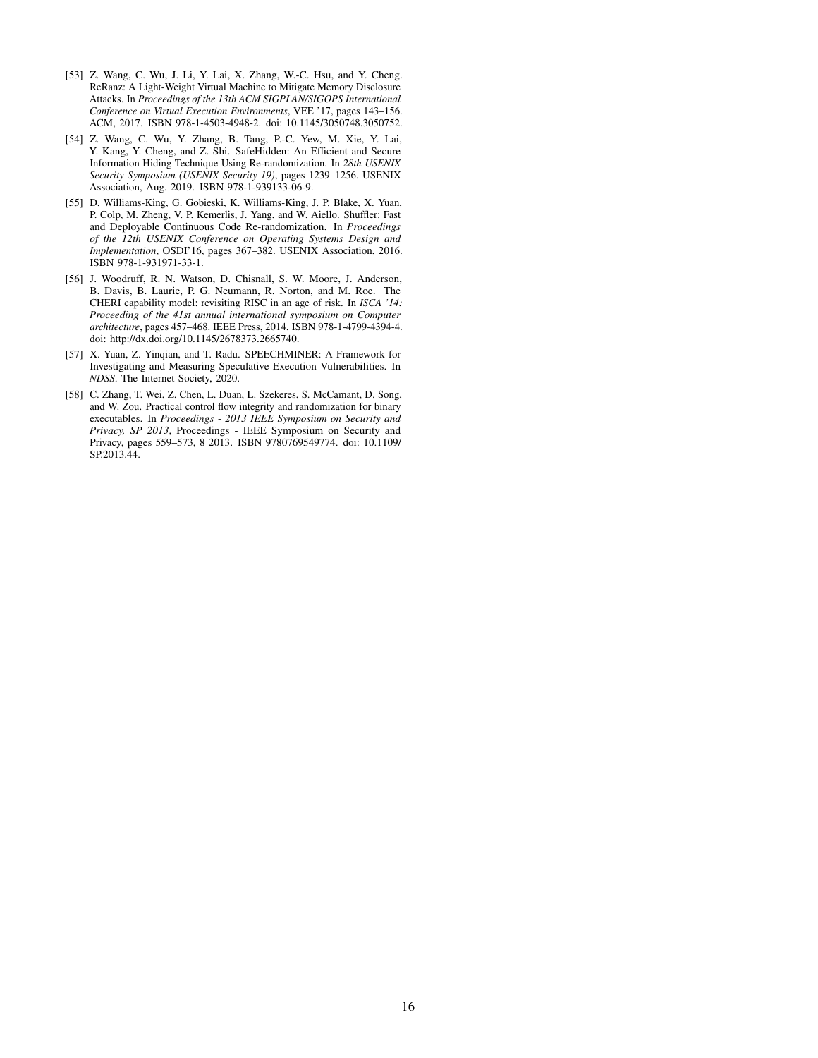[53] Z. Wang, C. Wu, J. Li, Y. Lai, X. Zhang, W.-C. Hsu, and Y. Cheng. ReRanz: A Light-Weight Virtual Machine to Mitigate Memory Disclosure Attacks. In *Proceedings of the 13th ACM SIGPLAN/SIGOPS International Conference on Virtual Execution Environments*, VEE '17, pages 143–156. ACM, 2017. ISBN 978-1-4503-4948-2. doi: 10.1145/3050748.3050752.

[54] Z. Wang, C. Wu, Y. Zhang, B. Tang, P.-C. Yew, M. Xie, Y. Lai, Y. Kang, Y. Cheng, and Z. Shi. SafeHidden: An Efficient and Secure Information Hiding Technique Using Re-randomization. In *28th USENIX Security Symposium (USENIX Security 19)*, pages 1239–1256. USENIX Association, Aug. 2019. ISBN 978-1-939133-06-9.

[55] D. Williams-King, G. Gobieski, K. Williams-King, J. P. Blake, X. Yuan, P. Colp, M. Zheng, V. P. Kemerlis, J. Yang, and W. Aiello. Shuffler: Fast and Deployable Continuous Code Re-randomization. In *Proceedings of the 12th USENIX Conference on Operating Systems Design and Implementation*, OSDI'16, pages 367–382. USENIX Association, 2016. ISBN 978-1-931971-33-1.

[56] J. Woodruff, R. N. Watson, D. Chisnall, S. W. Moore, J. Anderson, B. Davis, B. Laurie, P. G. Neumann, R. Norton, and M. Roe. The CHERI capability model: revisiting RISC in an age of risk. In *ISCA '14: Proceeding of the 41st annual international symposium on Computer architecture*, pages 457–468. IEEE Press, 2014. ISBN 978-1-4799-4394-4. doi: http://dx.doi.org/10.1145/2678373.2665740.

[57] X. Yuan, Z. Yinqian, and T. Radu. SPEECHMINER: A Framework for Investigating and Measuring Speculative Execution Vulnerabilities. In *NDSS*. The Internet Society, 2020.

[58] C. Zhang, T. Wei, Z. Chen, L. Duan, L. Szekeres, S. McCamant, D. Song, and W. Zou. Practical control flow integrity and randomization for binary executables. In *Proceedings - 2013 IEEE Symposium on Security and Privacy, SP 2013*, Proceedings - IEEE Symposium on Security and Privacy, pages 559–573, 8 2013. ISBN 9780769549774. doi: 10.1109/SP.2013.44.